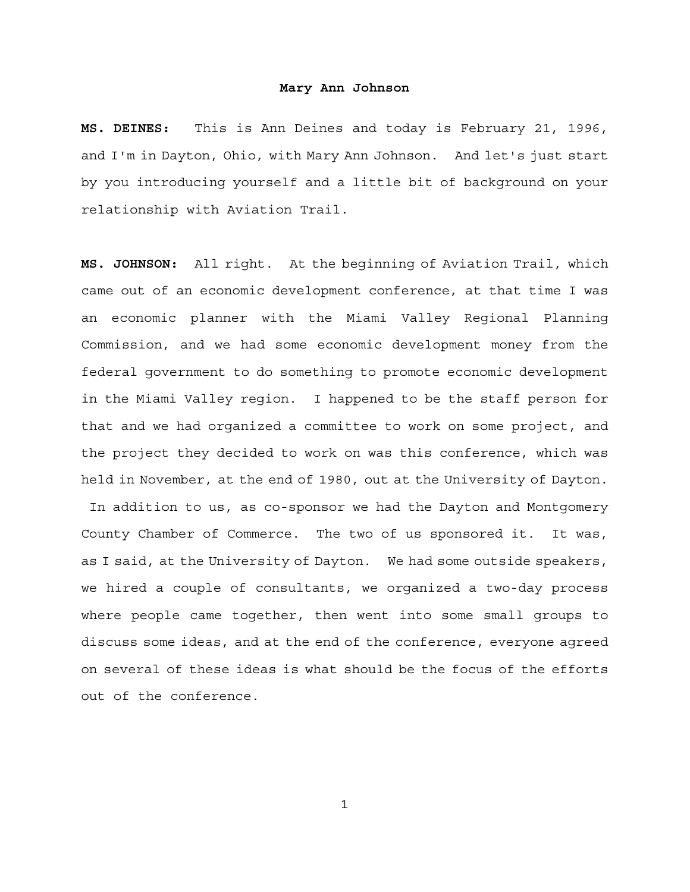# Mary Ann Johnson

**MS. DEINES:** This is Ann Deines and today is February 21, 1996, and I'm in Dayton, Ohio, with Mary Ann Johnson. And let's just start by you introducing yourself and a little bit of background on your relationship with Aviation Trail.

**MS. JOHNSON:** All right. At the beginning of Aviation Trail, which came out of an economic development conference, at that time I was an economic planner with the Miami Valley Regional Planning Commission, and we had some economic development money from the federal government to do something to promote economic development in the Miami Valley region. I happened to be the staff person for that and we had organized a committee to work on some project, and the project they decided to work on was this conference, which was held in November, at the end of 1980, out at the University of Dayton. In addition to us, as co-sponsor we had the Dayton and Montgomery County Chamber of Commerce. The two of us sponsored it. It was, as I said, at the University of Dayton. We had some outside speakers, we hired a couple of consultants, we organized a two-day process where people came together, then went into some small groups to discuss some ideas, and at the end of the conference, everyone agreed on several of these ideas is what should be the focus of the efforts out of the conference.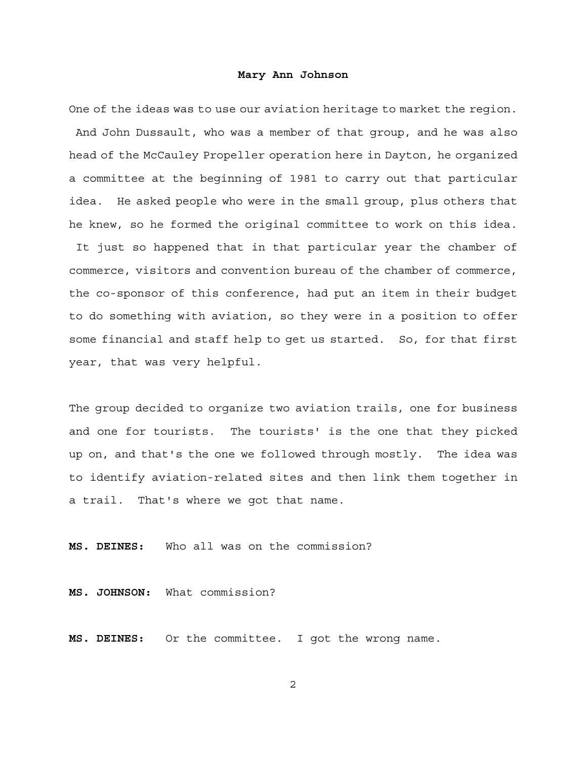One of the ideas was to use our aviation heritage to market the region. And John Dussault, who was a member of that group, and he was also head of the McCauley Propeller operation here in Dayton, he organized a committee at the beginning of 1981 to carry out that particular idea. He asked people who were in the small group, plus others that he knew, so he formed the original committee to work on this idea. It just so happened that in that particular year the chamber of commerce, visitors and convention bureau of the chamber of commerce, the co-sponsor of this conference, had put an item in their budget to do something with aviation, so they were in a position to offer some financial and staff help to get us started. So, for that first year, that was very helpful.

The group decided to organize two aviation trails, one for business and one for tourists. The tourists' is the one that they picked up on, and that's the one we followed through mostly. The idea was to identify aviation-related sites and then link them together in a trail. That's where we got that name.

**MS. DEINES:** Who all was on the commission?

**MS. JOHNSON:** What commission?

**MS. DEINES:** Or the committee. I got the wrong name.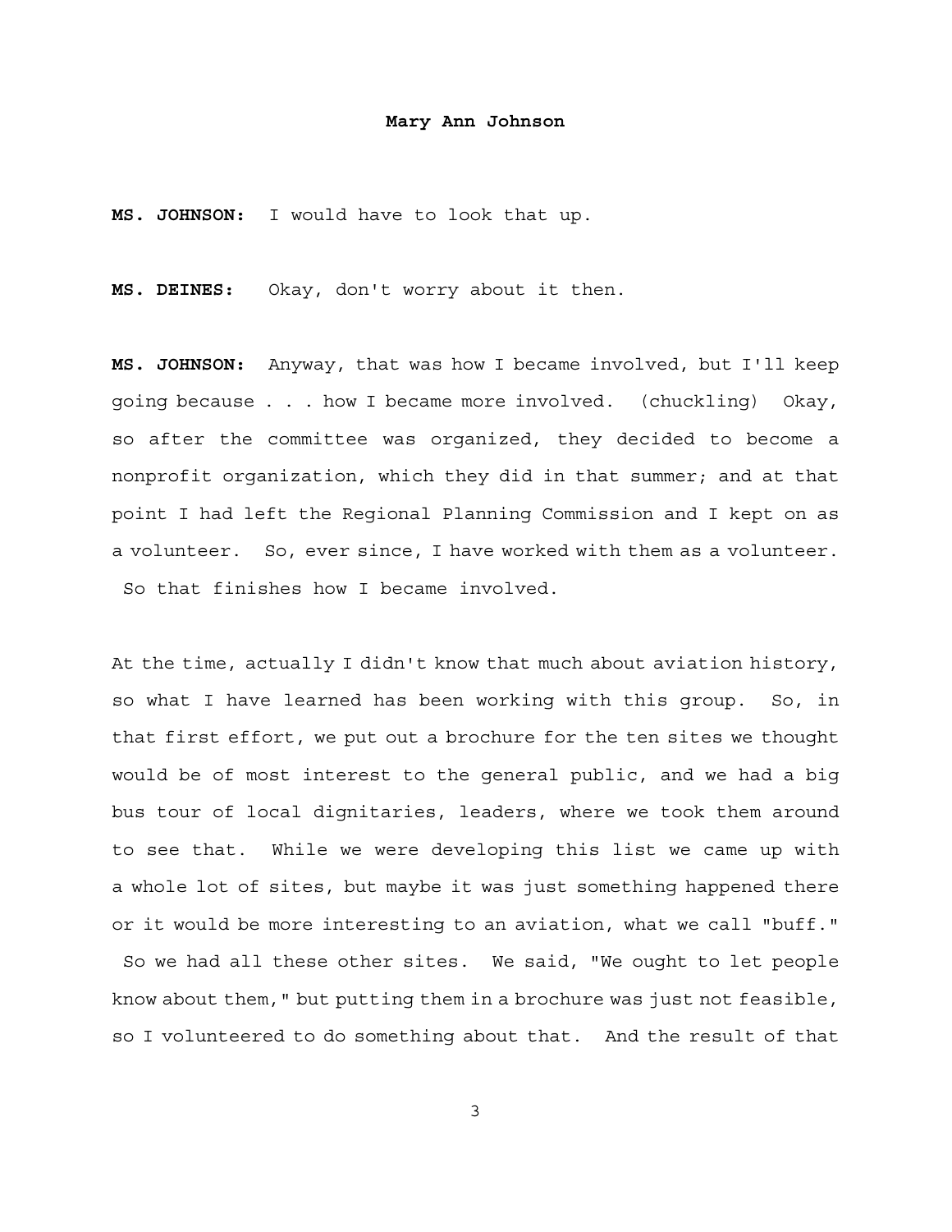**MS. JOHNSON:** I would have to look that up.

**MS. DEINES:** Okay, don't worry about it then.

**MS. JOHNSON:** Anyway, that was how I became involved, but I'll keep going because . . . how I became more involved. (chuckling) Okay, so after the committee was organized, they decided to become a nonprofit organization, which they did in that summer; and at that point I had left the Regional Planning Commission and I kept on as a volunteer. So, ever since, I have worked with them as a volunteer. So that finishes how I became involved.

At the time, actually I didn't know that much about aviation history, so what I have learned has been working with this group. So, in that first effort, we put out a brochure for the ten sites we thought would be of most interest to the general public, and we had a big bus tour of local dignitaries, leaders, where we took them around to see that. While we were developing this list we came up with a whole lot of sites, but maybe it was just something happened there or it would be more interesting to an aviation, what we call "buff." So we had all these other sites. We said, "We ought to let people know about them," but putting them in a brochure was just not feasible, so I volunteered to do something about that. And the result of that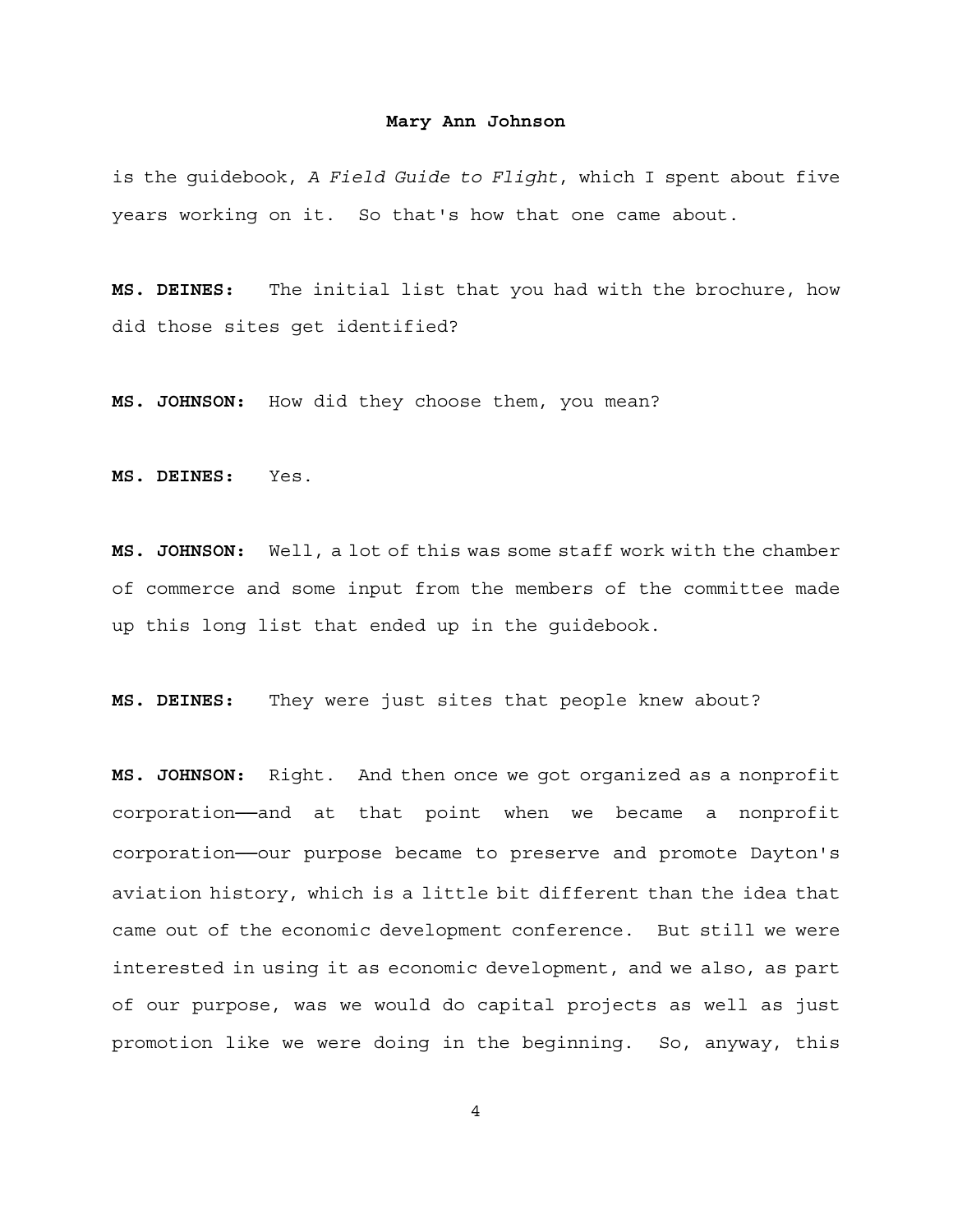is the guidebook, *A Field Guide to Flight*, which I spent about five years working on it. So that's how that one came about.

**MS. DEINES:** The initial list that you had with the brochure, how did those sites get identified?

**MS. JOHNSON:** How did they choose them, you mean?

**MS. DEINES:** Yes.

**MS. JOHNSON:** Well, a lot of this was some staff work with the chamber of commerce and some input from the members of the committee made up this long list that ended up in the guidebook.

**MS. DEINES:** They were just sites that people knew about?

**MS. JOHNSON:** Right. And then once we got organized as a nonprofit corporation——and at that point when we became a nonprofit corporation——our purpose became to preserve and promote Dayton's aviation history, which is a little bit different than the idea that came out of the economic development conference. But still we were interested in using it as economic development, and we also, as part of our purpose, was we would do capital projects as well as just promotion like we were doing in the beginning. So, anyway, this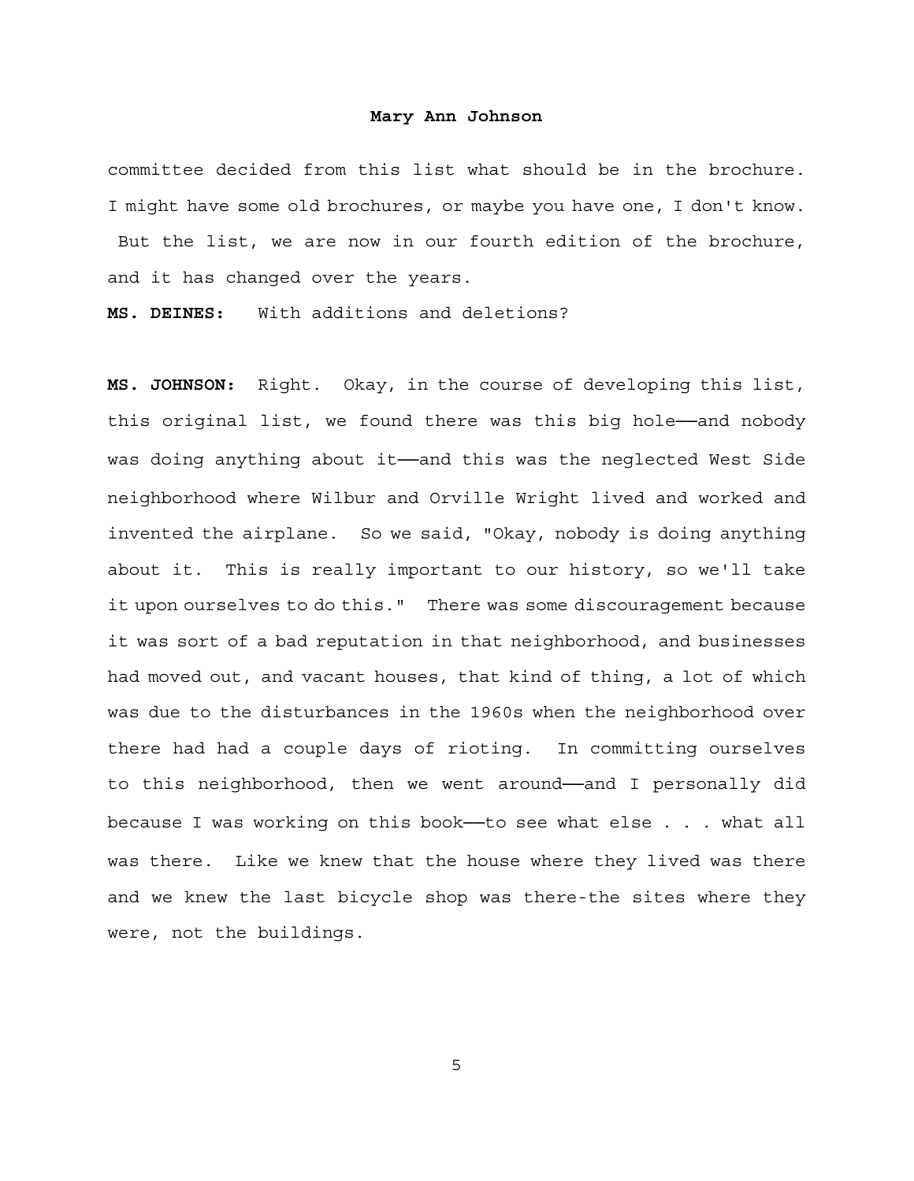committee decided from this list what should be in the brochure. I might have some old brochures, or maybe you have one, I don't know. But the list, we are now in our fourth edition of the brochure, and it has changed over the years.

**MS. DEINES:** With additions and deletions?

**MS. JOHNSON:** Right. Okay, in the course of developing this list, this original list, we found there was this big hole——and nobody was doing anything about it——and this was the neglected West Side neighborhood where Wilbur and Orville Wright lived and worked and invented the airplane. So we said, "Okay, nobody is doing anything about it. This is really important to our history, so we'll take it upon ourselves to do this." There was some discouragement because it was sort of a bad reputation in that neighborhood, and businesses had moved out, and vacant houses, that kind of thing, a lot of which was due to the disturbances in the 1960s when the neighborhood over there had had a couple days of rioting. In committing ourselves to this neighborhood, then we went around——and I personally did because I was working on this book——to see what else . . . what all was there. Like we knew that the house where they lived was there and we knew the last bicycle shop was there-the sites where they were, not the buildings.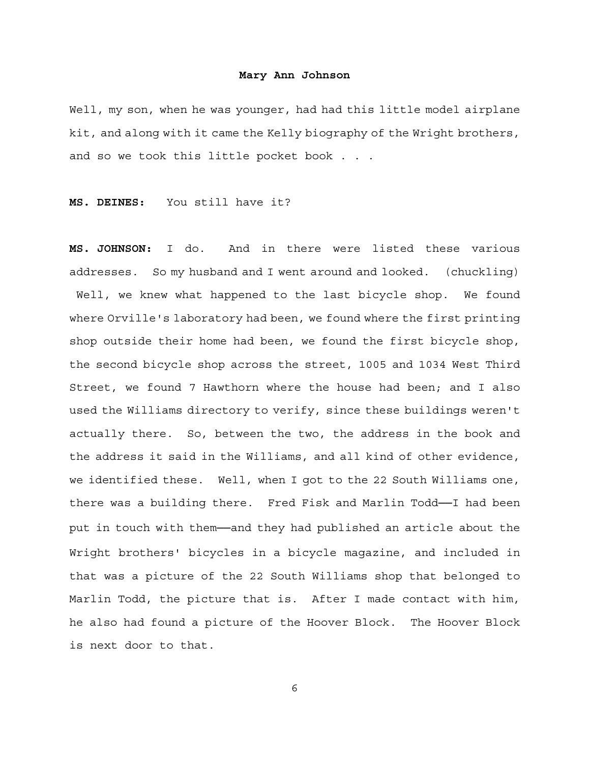Well, my son, when he was younger, had had this little model airplane kit, and along with it came the Kelly biography of the Wright brothers, and so we took this little pocket book . . .

**MS. DEINES:** You still have it?

**MS. JOHNSON:** I do. And in there were listed these various addresses. So my husband and I went around and looked. (chuckling) Well, we knew what happened to the last bicycle shop. We found where Orville's laboratory had been, we found where the first printing shop outside their home had been, we found the first bicycle shop, the second bicycle shop across the street, 1005 and 1034 West Third Street, we found 7 Hawthorn where the house had been; and I also used the Williams directory to verify, since these buildings weren't actually there. So, between the two, the address in the book and the address it said in the Williams, and all kind of other evidence, we identified these. Well, when I got to the 22 South Williams one, there was a building there. Fred Fisk and Marlin Todd——I had been put in touch with them——and they had published an article about the Wright brothers' bicycles in a bicycle magazine, and included in that was a picture of the 22 South Williams shop that belonged to Marlin Todd, the picture that is. After I made contact with him, he also had found a picture of the Hoover Block. The Hoover Block is next door to that.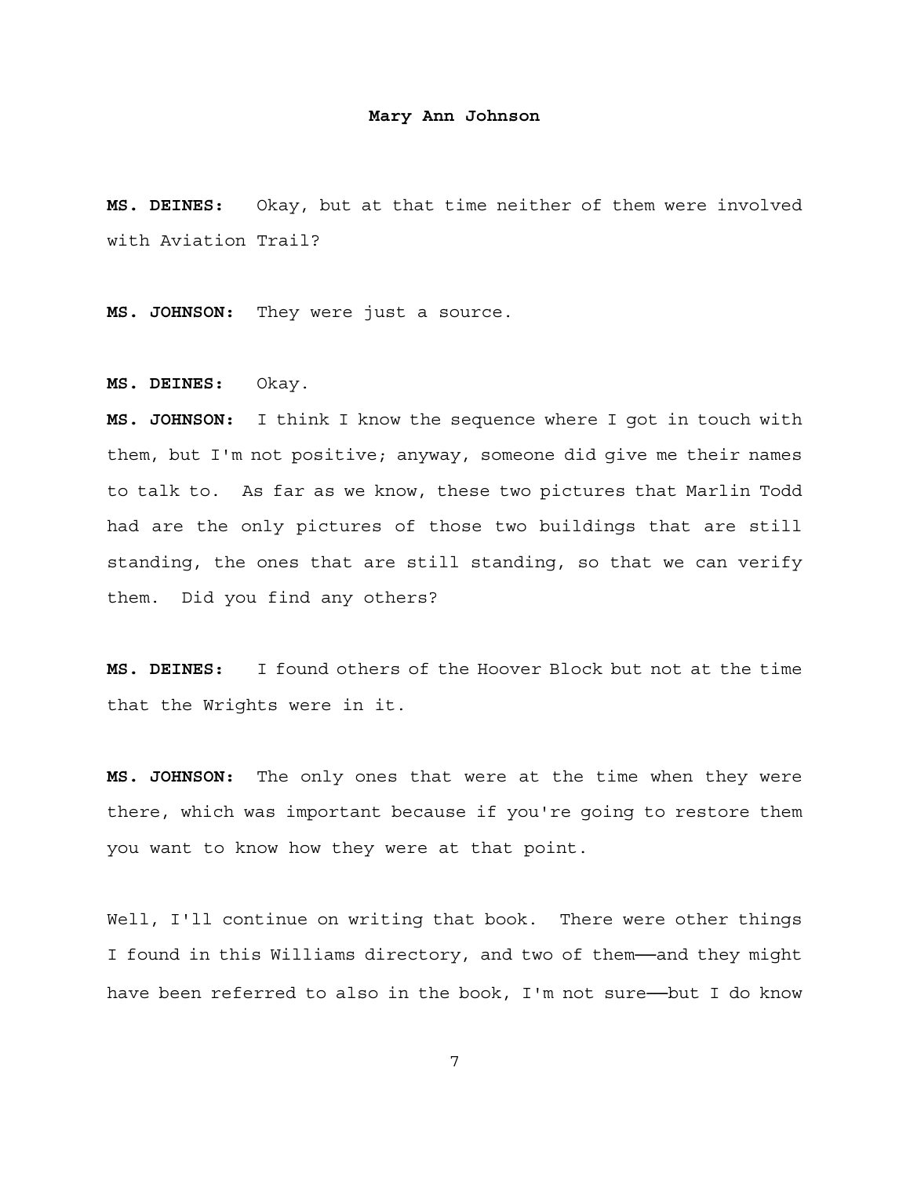**MS. DEINES:** Okay, but at that time neither of them were involved with Aviation Trail?

**MS. JOHNSON:** They were just a source.

**MS. DEINES:** Okay.

**MS. JOHNSON:** I think I know the sequence where I got in touch with them, but I'm not positive; anyway, someone did give me their names to talk to. As far as we know, these two pictures that Marlin Todd had are the only pictures of those two buildings that are still standing, the ones that are still standing, so that we can verify them. Did you find any others?

**MS. DEINES:** I found others of the Hoover Block but not at the time that the Wrights were in it.

**MS. JOHNSON:** The only ones that were at the time when they were there, which was important because if you're going to restore them you want to know how they were at that point.

Well, I'll continue on writing that book. There were other things I found in this Williams directory, and two of them——and they might have been referred to also in the book, I'm not sure——but I do know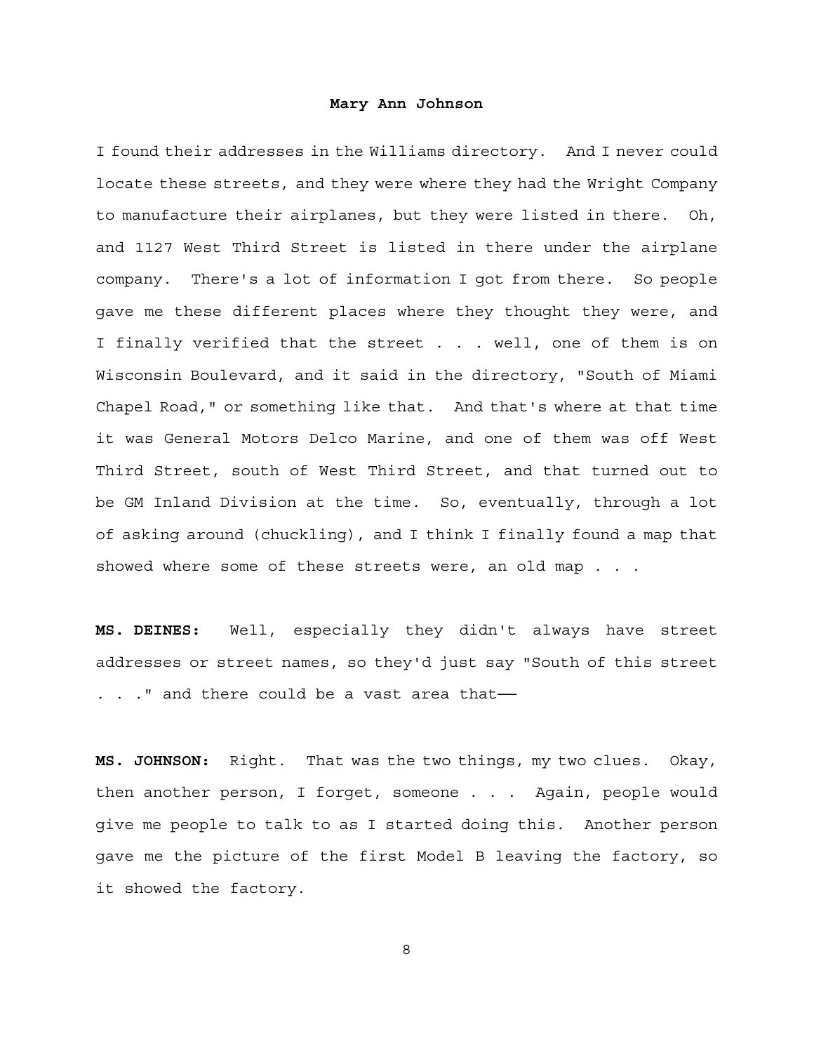I found their addresses in the Williams directory. And I never could locate these streets, and they were where they had the Wright Company to manufacture their airplanes, but they were listed in there. Oh, and 1127 West Third Street is listed in there under the airplane company. There's a lot of information I got from there. So people gave me these different places where they thought they were, and I finally verified that the street . . . well, one of them is on Wisconsin Boulevard, and it said in the directory, "South of Miami Chapel Road," or something like that. And that's where at that time it was General Motors Delco Marine, and one of them was off West Third Street, south of West Third Street, and that turned out to be GM Inland Division at the time. So, eventually, through a lot of asking around (chuckling), and I think I finally found a map that showed where some of these streets were, an old map . . .

**MS. DEINES:** Well, especially they didn't always have street addresses or street names, so they'd just say "South of this street . . ." and there could be a vast area that——

**MS. JOHNSON:** Right. That was the two things, my two clues. Okay, then another person, I forget, someone . . . Again, people would give me people to talk to as I started doing this. Another person gave me the picture of the first Model B leaving the factory, so it showed the factory.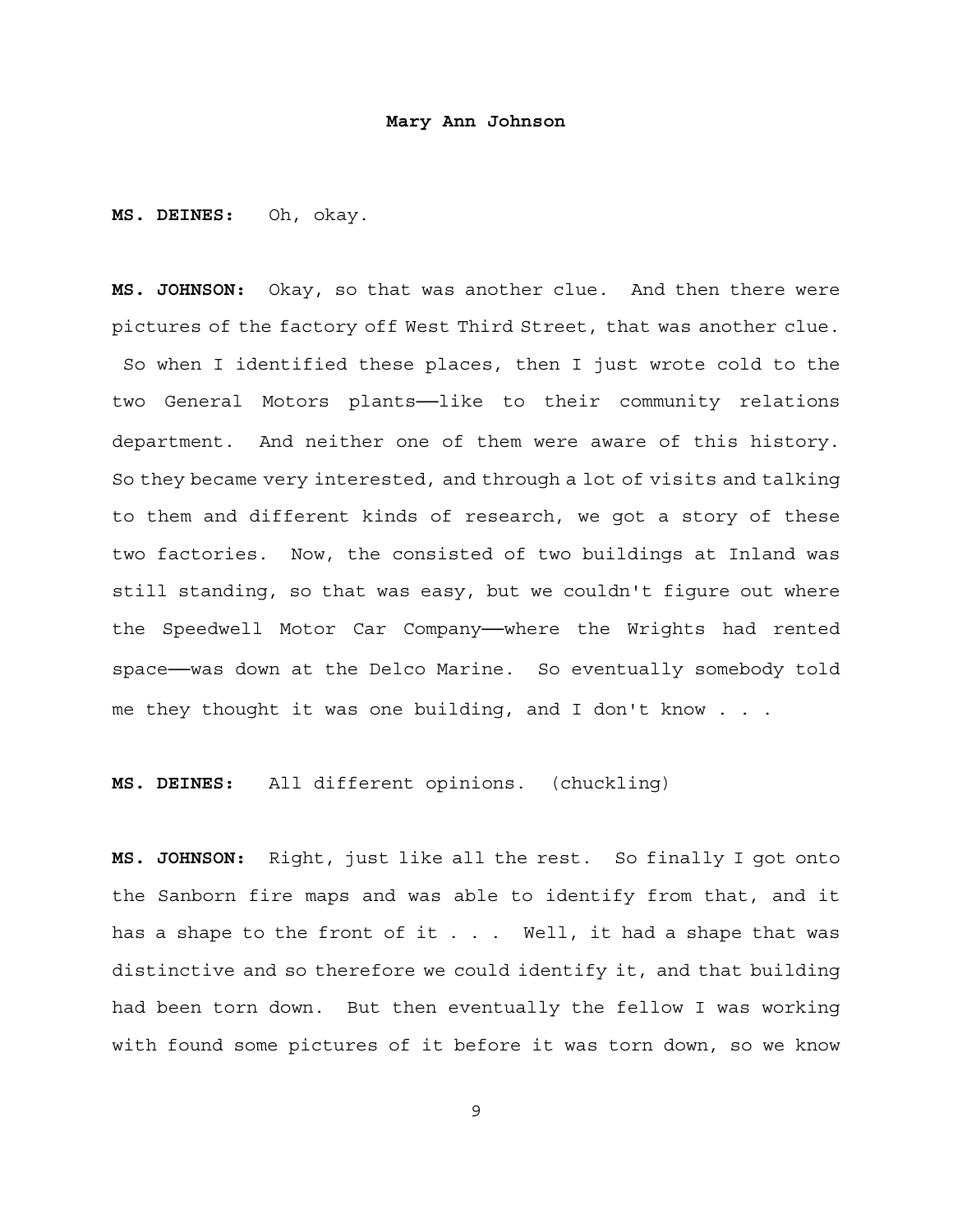**MS. DEINES:** Oh, okay.

**MS. JOHNSON:** Okay, so that was another clue. And then there were pictures of the factory off West Third Street, that was another clue. So when I identified these places, then I just wrote cold to the two General Motors plants——like to their community relations department. And neither one of them were aware of this history. So they became very interested, and through a lot of visits and talking to them and different kinds of research, we got a story of these two factories. Now, the consisted of two buildings at Inland was still standing, so that was easy, but we couldn't figure out where the Speedwell Motor Car Company——where the Wrights had rented space——was down at the Delco Marine. So eventually somebody told me they thought it was one building, and I don't know . . .

**MS. DEINES:** All different opinions. (chuckling)

**MS. JOHNSON:** Right, just like all the rest. So finally I got onto the Sanborn fire maps and was able to identify from that, and it has a shape to the front of it . . . Well, it had a shape that was distinctive and so therefore we could identify it, and that building had been torn down. But then eventually the fellow I was working with found some pictures of it before it was torn down, so we know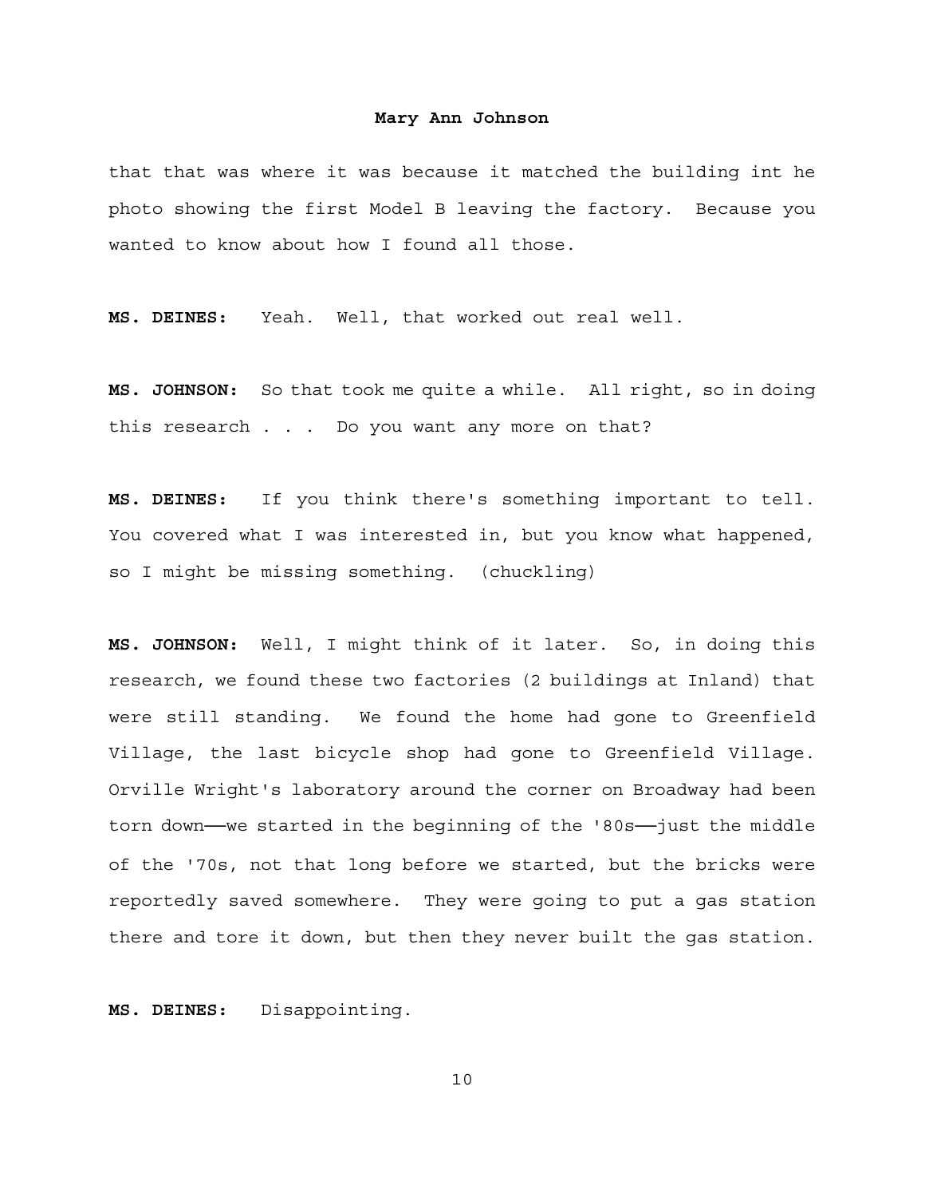that that was where it was because it matched the building int he photo showing the first Model B leaving the factory.  Because you wanted to know about how I found all those.

**MS. DEINES:** Yeah.  Well, that worked out real well.

**MS. JOHNSON:** So that took me quite a while.  All right, so in doing this research . . .  Do you want any more on that?

**MS. DEINES:** If you think there's something important to tell. You covered what I was interested in, but you know what happened, so I might be missing something.  (chuckling)

**MS. JOHNSON:** Well, I might think of it later.  So, in doing this research, we found these two factories (2 buildings at Inland) that were still standing.  We found the home had gone to Greenfield Village, the last bicycle shop had gone to Greenfield Village. Orville Wright's laboratory around the corner on Broadway had been torn down——we started in the beginning of the '80s——just the middle of the '70s, not that long before we started, but the bricks were reportedly saved somewhere.  They were going to put a gas station there and tore it down, but then they never built the gas station.

**MS. DEINES:** Disappointing.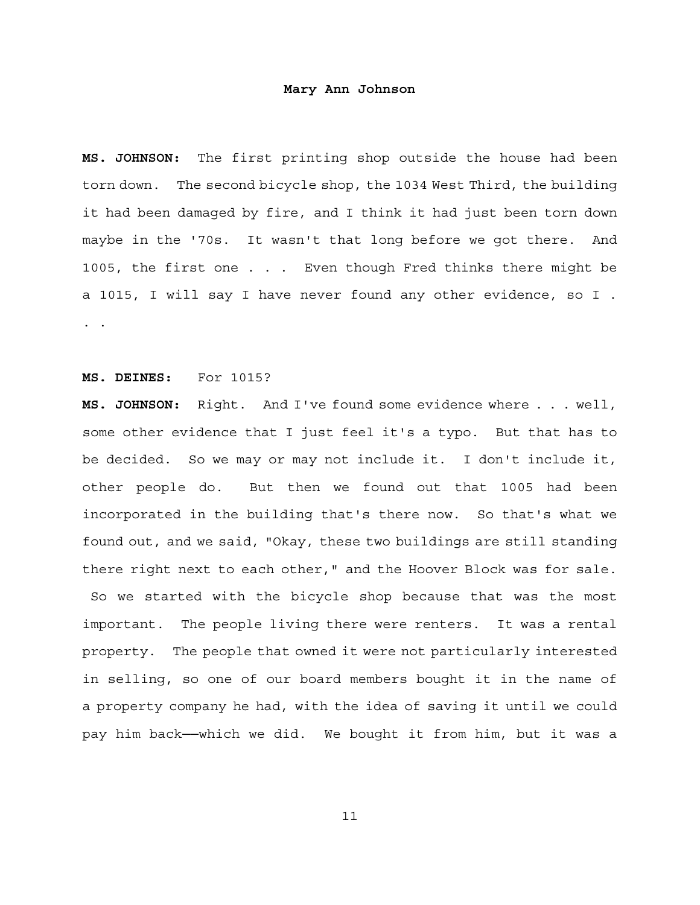**MS. JOHNSON:** The first printing shop outside the house had been torn down. The second bicycle shop, the 1034 West Third, the building it had been damaged by fire, and I think it had just been torn down maybe in the '70s. It wasn't that long before we got there. And 1005, the first one . . . Even though Fred thinks there might be a 1015, I will say I have never found any other evidence, so I . . .

**MS. DEINES:** For 1015?

**MS. JOHNSON:** Right. And I've found some evidence where . . . well, some other evidence that I just feel it's a typo. But that has to be decided. So we may or may not include it. I don't include it, other people do. But then we found out that 1005 had been incorporated in the building that's there now. So that's what we found out, and we said, "Okay, these two buildings are still standing there right next to each other," and the Hoover Block was for sale. So we started with the bicycle shop because that was the most important. The people living there were renters. It was a rental property. The people that owned it were not particularly interested in selling, so one of our board members bought it in the name of a property company he had, with the idea of saving it until we could pay him back——which we did. We bought it from him, but it was a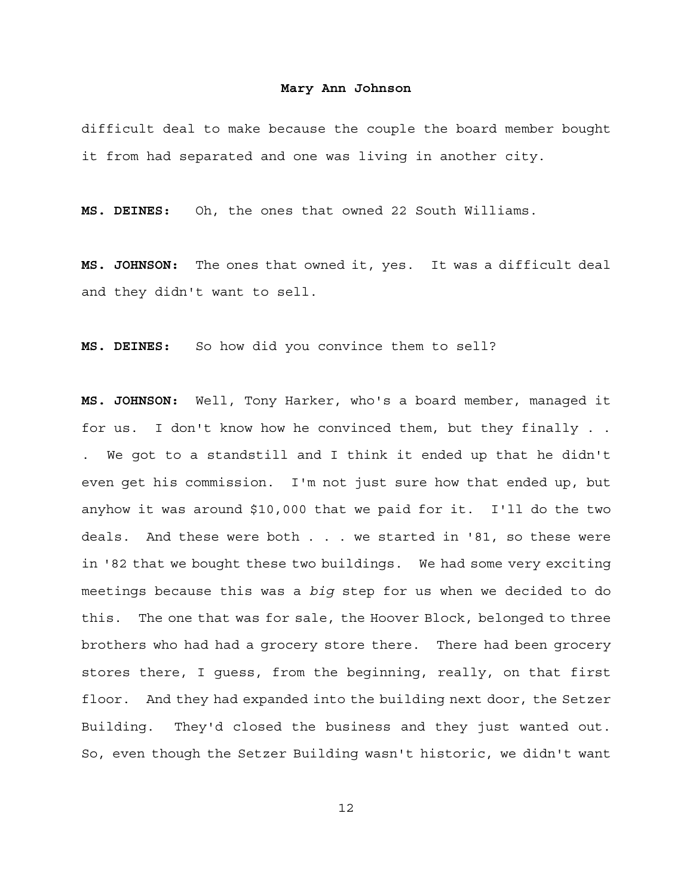difficult deal to make because the couple the board member bought it from had separated and one was living in another city.

**MS. DEINES:** Oh, the ones that owned 22 South Williams.

**MS. JOHNSON:** The ones that owned it, yes. It was a difficult deal and they didn't want to sell.

**MS. DEINES:** So how did you convince them to sell?

**MS. JOHNSON:** Well, Tony Harker, who's a board member, managed it for us. I don't know how he convinced them, but they finally . . . We got to a standstill and I think it ended up that he didn't even get his commission. I'm not just sure how that ended up, but anyhow it was around $10,000 that we paid for it. I'll do the two deals. And these were both . . . we started in '81, so these were in '82 that we bought these two buildings. We had some very exciting meetings because this was a *big* step for us when we decided to do this. The one that was for sale, the Hoover Block, belonged to three brothers who had had a grocery store there. There had been grocery stores there, I guess, from the beginning, really, on that first floor. And they had expanded into the building next door, the Setzer Building. They'd closed the business and they just wanted out. So, even though the Setzer Building wasn't historic, we didn't want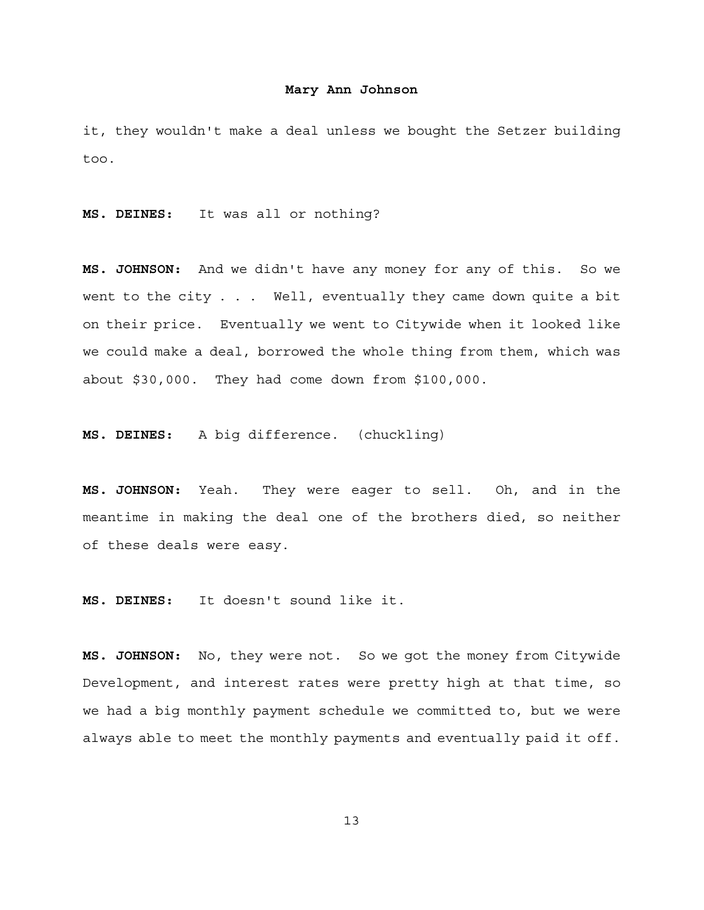it, they wouldn't make a deal unless we bought the Setzer building too.

**MS. DEINES:** It was all or nothing?

**MS. JOHNSON:** And we didn't have any money for any of this. So we went to the city . . . Well, eventually they came down quite a bit on their price. Eventually we went to Citywide when it looked like we could make a deal, borrowed the whole thing from them, which was about $30,000. They had come down from $100,000.

**MS. DEINES:** A big difference. (chuckling)

**MS. JOHNSON:** Yeah. They were eager to sell. Oh, and in the meantime in making the deal one of the brothers died, so neither of these deals were easy.

**MS. DEINES:** It doesn't sound like it.

**MS. JOHNSON:** No, they were not. So we got the money from Citywide Development, and interest rates were pretty high at that time, so we had a big monthly payment schedule we committed to, but we were always able to meet the monthly payments and eventually paid it off.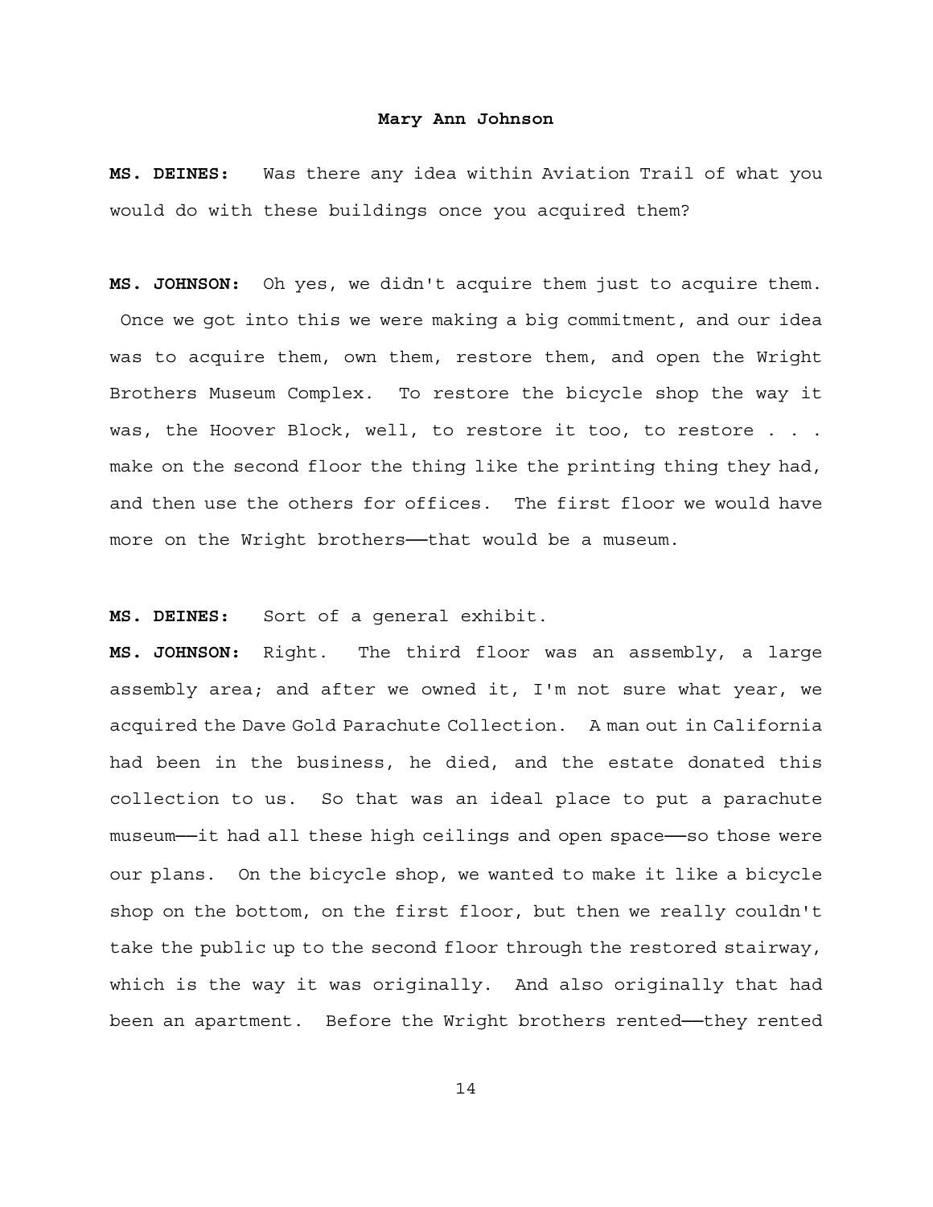**MS. DEINES:** Was there any idea within Aviation Trail of what you would do with these buildings once you acquired them?

**MS. JOHNSON:** Oh yes, we didn't acquire them just to acquire them. Once we got into this we were making a big commitment, and our idea was to acquire them, own them, restore them, and open the Wright Brothers Museum Complex. To restore the bicycle shop the way it was, the Hoover Block, well, to restore it too, to restore . . . make on the second floor the thing like the printing thing they had, and then use the others for offices. The first floor we would have more on the Wright brothers——that would be a museum.

**MS. DEINES:** Sort of a general exhibit.

**MS. JOHNSON:** Right. The third floor was an assembly, a large assembly area; and after we owned it, I'm not sure what year, we acquired the Dave Gold Parachute Collection. A man out in California had been in the business, he died, and the estate donated this collection to us. So that was an ideal place to put a parachute museum——it had all these high ceilings and open space——so those were our plans. On the bicycle shop, we wanted to make it like a bicycle shop on the bottom, on the first floor, but then we really couldn't take the public up to the second floor through the restored stairway, which is the way it was originally. And also originally that had been an apartment. Before the Wright brothers rented——they rented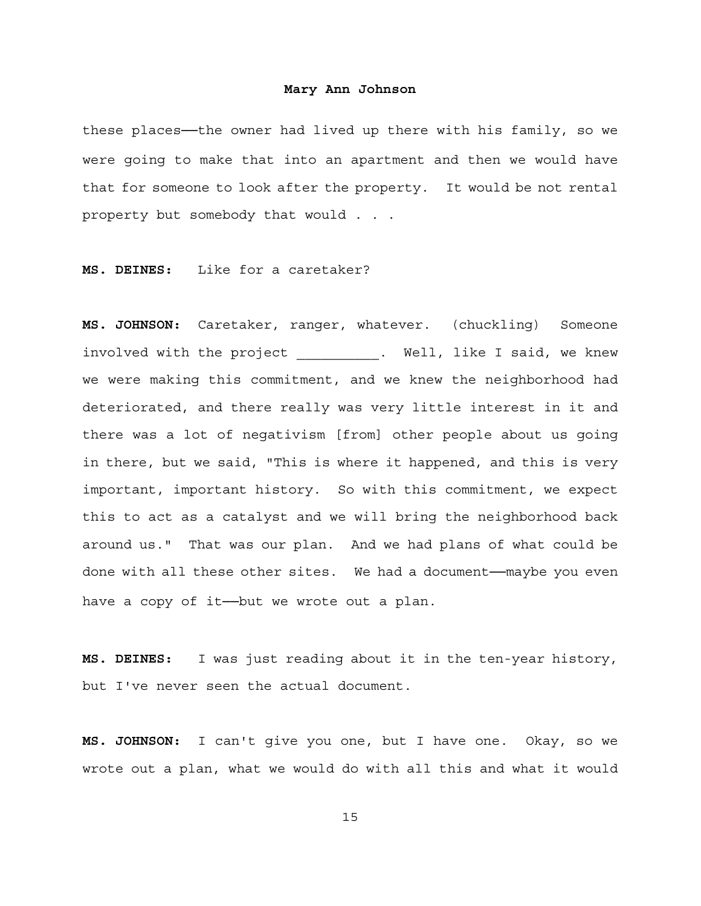these places——the owner had lived up there with his family, so we were going to make that into an apartment and then we would have that for someone to look after the property. It would be not rental property but somebody that would . . .

**MS. DEINES:** Like for a caretaker?

**MS. JOHNSON:** Caretaker, ranger, whatever. (chuckling) Someone involved with the project __________. Well, like I said, we knew we were making this commitment, and we knew the neighborhood had deteriorated, and there really was very little interest in it and there was a lot of negativism [from] other people about us going in there, but we said, "This is where it happened, and this is very important, important history. So with this commitment, we expect this to act as a catalyst and we will bring the neighborhood back around us." That was our plan. And we had plans of what could be done with all these other sites. We had a document——maybe you even have a copy of it——but we wrote out a plan.

**MS. DEINES:** I was just reading about it in the ten-year history, but I've never seen the actual document.

**MS. JOHNSON:** I can't give you one, but I have one. Okay, so we wrote out a plan, what we would do with all this and what it would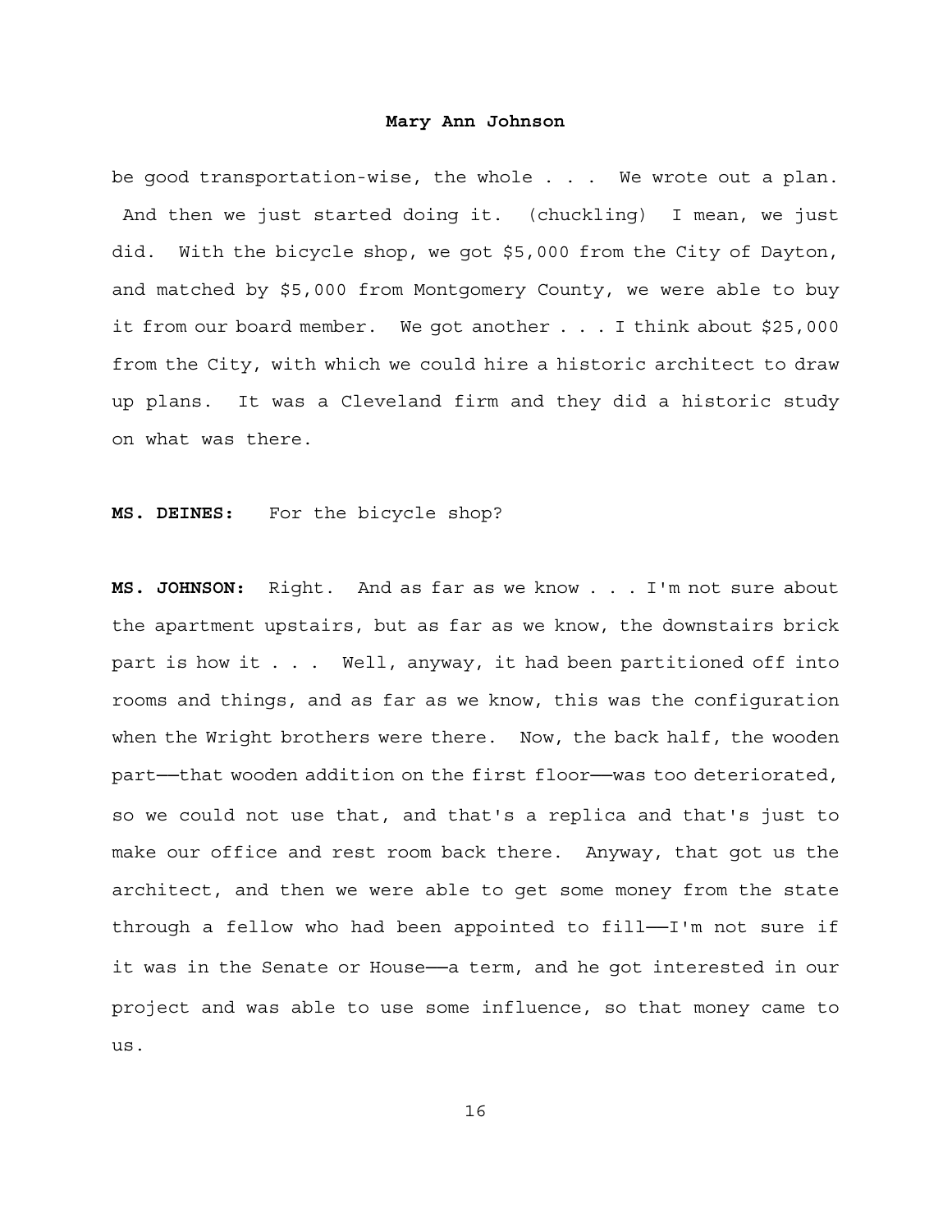be good transportation-wise, the whole . . . We wrote out a plan. And then we just started doing it. (chuckling) I mean, we just did. With the bicycle shop, we got $5,000 from the City of Dayton, and matched by $5,000 from Montgomery County, we were able to buy it from our board member. We got another . . . I think about $25,000 from the City, with which we could hire a historic architect to draw up plans. It was a Cleveland firm and they did a historic study on what was there.

**MS. DEINES:** For the bicycle shop?

**MS. JOHNSON:** Right. And as far as we know . . . I'm not sure about the apartment upstairs, but as far as we know, the downstairs brick part is how it . . . Well, anyway, it had been partitioned off into rooms and things, and as far as we know, this was the configuration when the Wright brothers were there. Now, the back half, the wooden part——that wooden addition on the first floor——was too deteriorated, so we could not use that, and that's a replica and that's just to make our office and rest room back there. Anyway, that got us the architect, and then we were able to get some money from the state through a fellow who had been appointed to fill——I'm not sure if it was in the Senate or House——a term, and he got interested in our project and was able to use some influence, so that money came to us.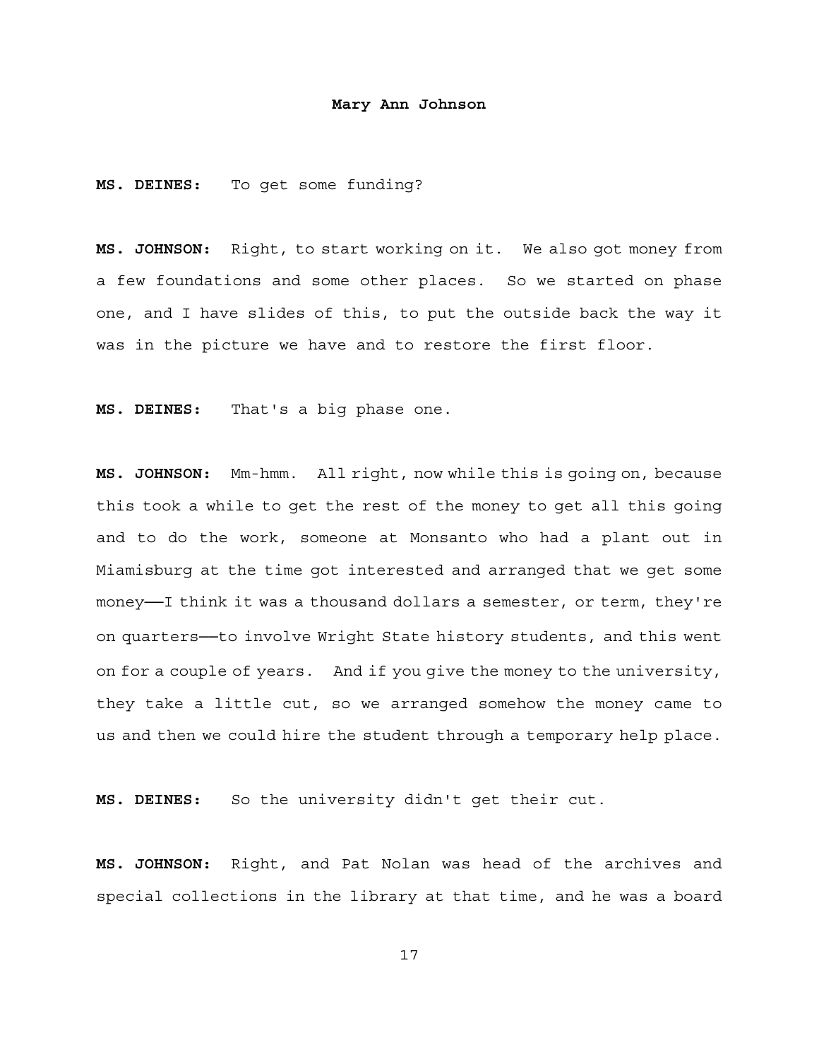**MS. DEINES:** To get some funding?

**MS. JOHNSON:** Right, to start working on it. We also got money from a few foundations and some other places. So we started on phase one, and I have slides of this, to put the outside back the way it was in the picture we have and to restore the first floor.

**MS. DEINES:** That's a big phase one.

**MS. JOHNSON:** Mm-hmm. All right, now while this is going on, because this took a while to get the rest of the money to get all this going and to do the work, someone at Monsanto who had a plant out in Miamisburg at the time got interested and arranged that we get some money——I think it was a thousand dollars a semester, or term, they're on quarters——to involve Wright State history students, and this went on for a couple of years. And if you give the money to the university, they take a little cut, so we arranged somehow the money came to us and then we could hire the student through a temporary help place.

**MS. DEINES:** So the university didn't get their cut.

**MS. JOHNSON:** Right, and Pat Nolan was head of the archives and special collections in the library at that time, and he was a board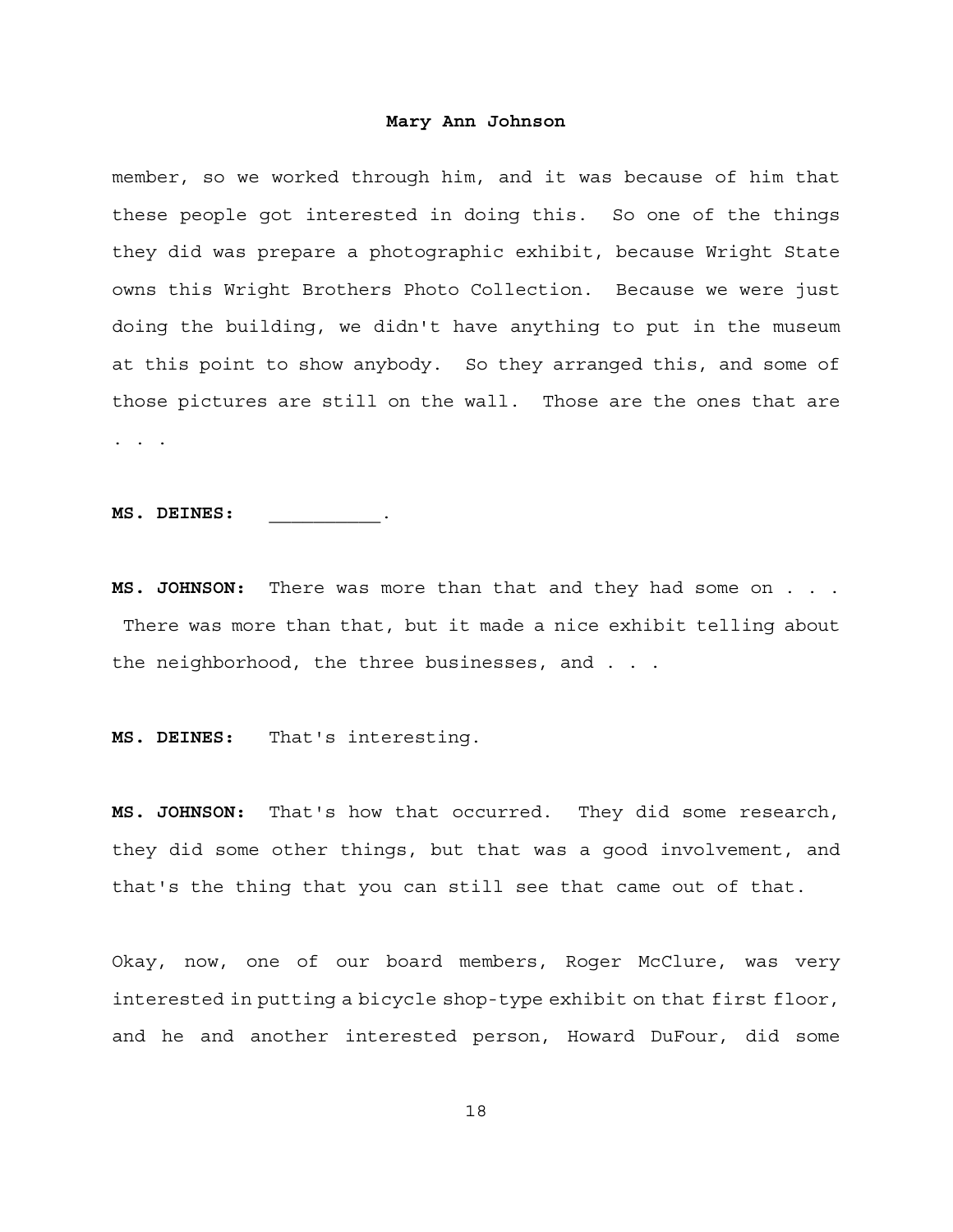member, so we worked through him, and it was because of him that these people got interested in doing this. So one of the things they did was prepare a photographic exhibit, because Wright State owns this Wright Brothers Photo Collection. Because we were just doing the building, we didn't have anything to put in the museum at this point to show anybody. So they arranged this, and some of those pictures are still on the wall. Those are the ones that are . . .

**MS. DEINES:** __________.

**MS. JOHNSON:** There was more than that and they had some on . . . There was more than that, but it made a nice exhibit telling about the neighborhood, the three businesses, and . . .

**MS. DEINES:** That's interesting.

**MS. JOHNSON:** That's how that occurred. They did some research, they did some other things, but that was a good involvement, and that's the thing that you can still see that came out of that.

Okay, now, one of our board members, Roger McClure, was very interested in putting a bicycle shop-type exhibit on that first floor, and he and another interested person, Howard DuFour, did some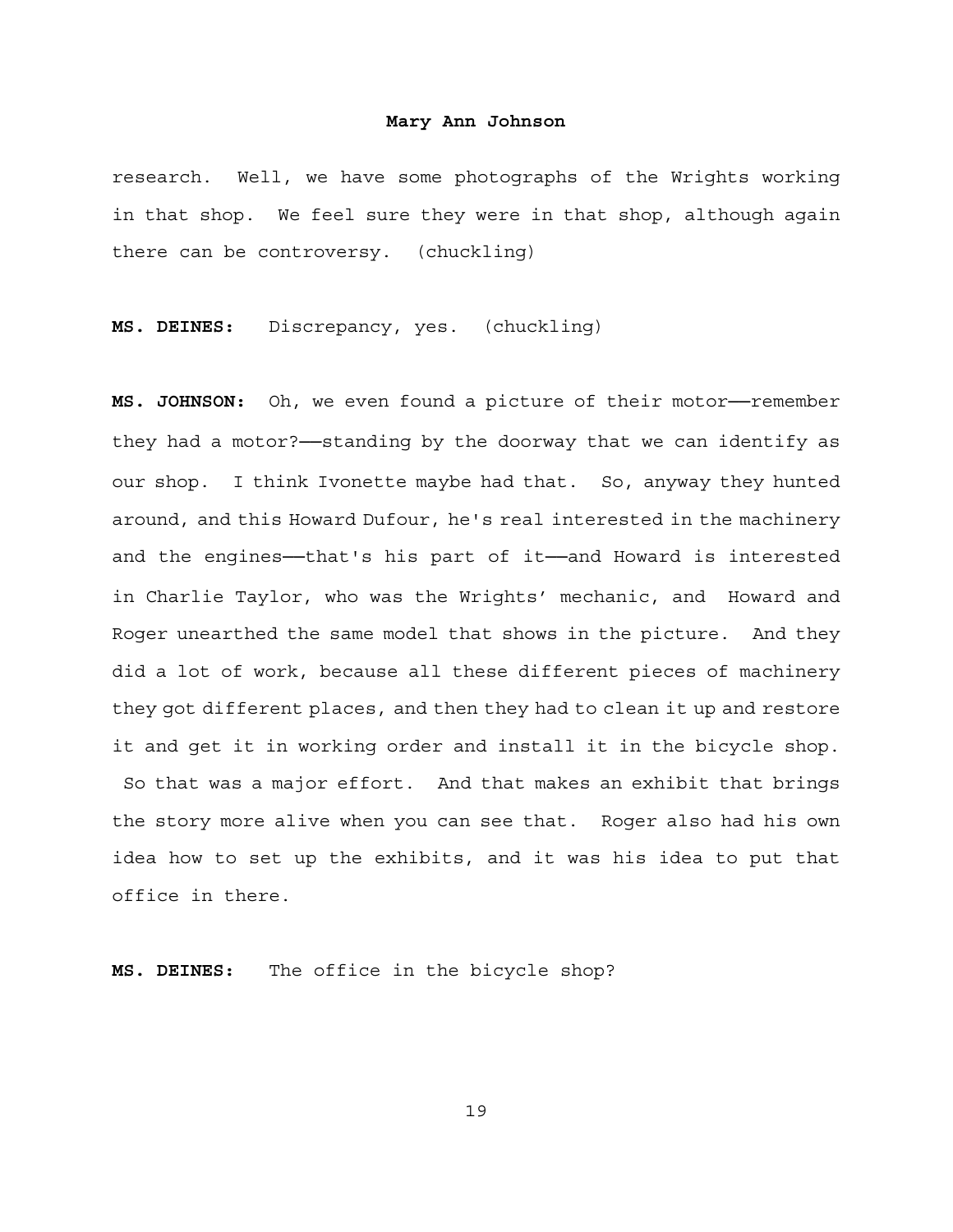research. Well, we have some photographs of the Wrights working in that shop. We feel sure they were in that shop, although again there can be controversy. (chuckling)

**MS. DEINES:** Discrepancy, yes. (chuckling)

**MS. JOHNSON:** Oh, we even found a picture of their motor——remember they had a motor?——standing by the doorway that we can identify as our shop. I think Ivonette maybe had that. So, anyway they hunted around, and this Howard Dufour, he's real interested in the machinery and the engines——that's his part of it——and Howard is interested in Charlie Taylor, who was the Wrights' mechanic, and Howard and Roger unearthed the same model that shows in the picture. And they did a lot of work, because all these different pieces of machinery they got different places, and then they had to clean it up and restore it and get it in working order and install it in the bicycle shop. So that was a major effort. And that makes an exhibit that brings the story more alive when you can see that. Roger also had his own idea how to set up the exhibits, and it was his idea to put that office in there.

**MS. DEINES:** The office in the bicycle shop?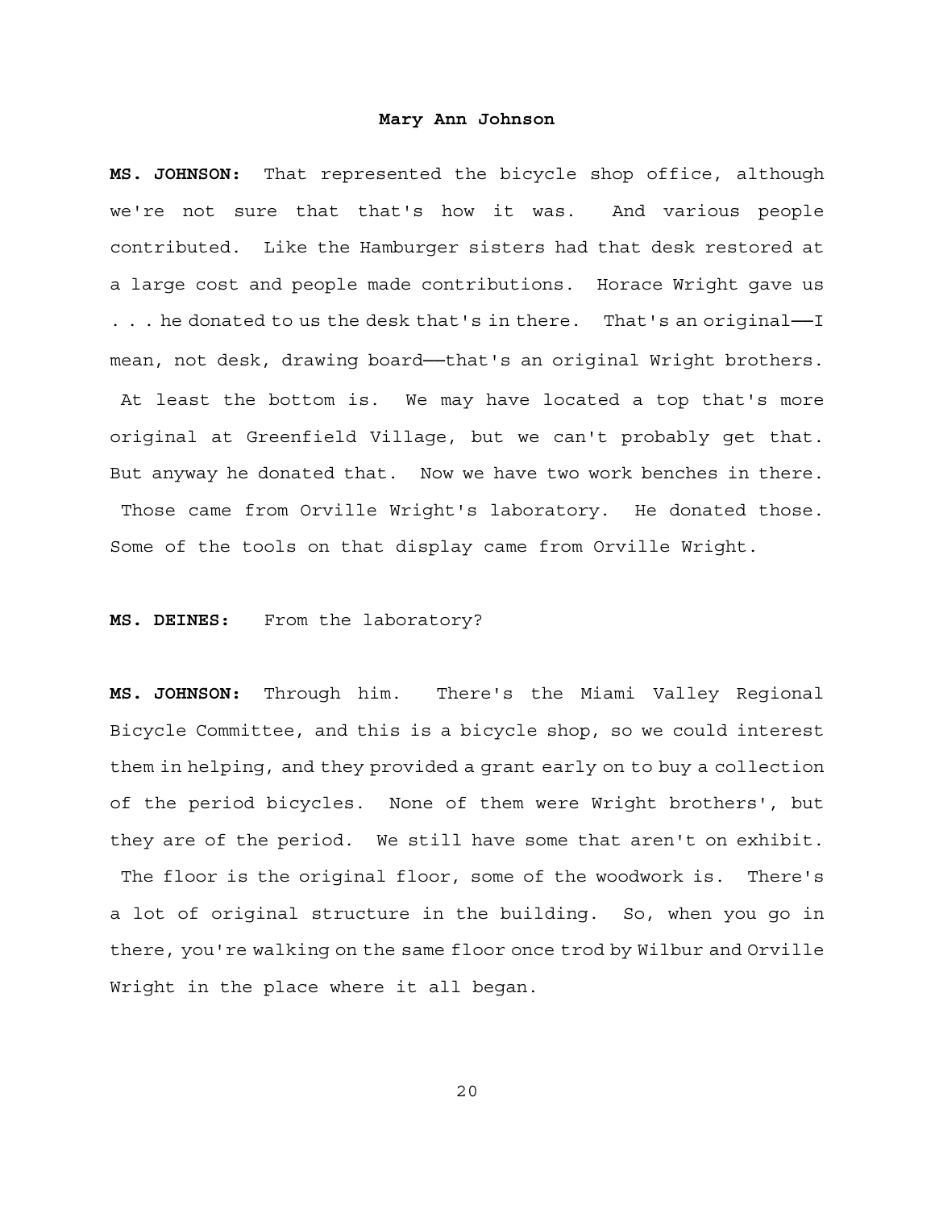**MS. JOHNSON:** That represented the bicycle shop office, although we're not sure that that's how it was. And various people contributed. Like the Hamburger sisters had that desk restored at a large cost and people made contributions. Horace Wright gave us . . . he donated to us the desk that's in there. That's an original——I mean, not desk, drawing board——that's an original Wright brothers. At least the bottom is. We may have located a top that's more original at Greenfield Village, but we can't probably get that. But anyway he donated that. Now we have two work benches in there. Those came from Orville Wright's laboratory. He donated those. Some of the tools on that display came from Orville Wright.

**MS. DEINES:** From the laboratory?

**MS. JOHNSON:** Through him. There's the Miami Valley Regional Bicycle Committee, and this is a bicycle shop, so we could interest them in helping, and they provided a grant early on to buy a collection of the period bicycles. None of them were Wright brothers', but they are of the period. We still have some that aren't on exhibit. The floor is the original floor, some of the woodwork is. There's a lot of original structure in the building. So, when you go in there, you're walking on the same floor once trod by Wilbur and Orville Wright in the place where it all began.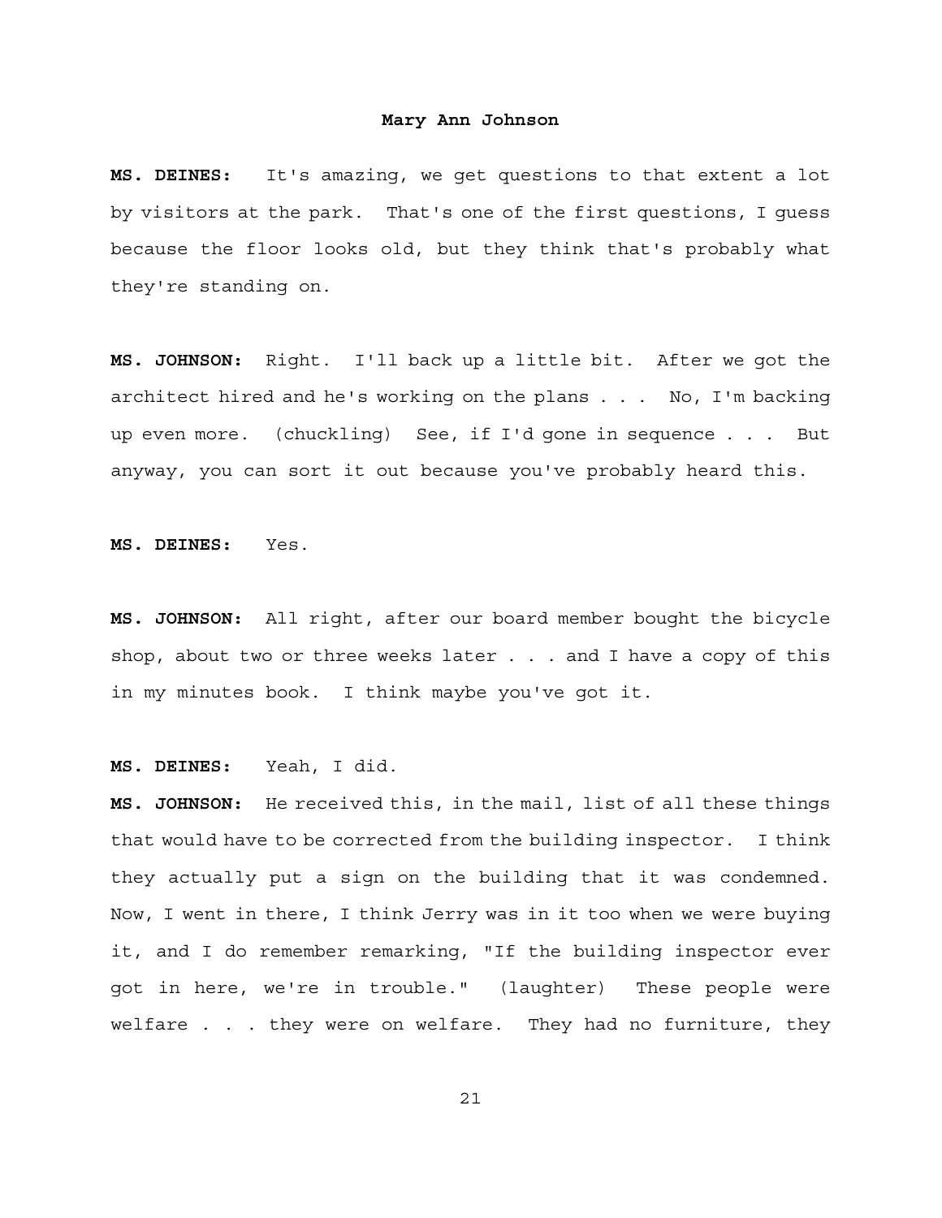**MS. DEINES:** It's amazing, we get questions to that extent a lot by visitors at the park. That's one of the first questions, I guess because the floor looks old, but they think that's probably what they're standing on.

**MS. JOHNSON:** Right. I'll back up a little bit. After we got the architect hired and he's working on the plans . . . No, I'm backing up even more. (chuckling) See, if I'd gone in sequence . . . But anyway, you can sort it out because you've probably heard this.

**MS. DEINES:** Yes.

**MS. JOHNSON:** All right, after our board member bought the bicycle shop, about two or three weeks later . . . and I have a copy of this in my minutes book. I think maybe you've got it.

**MS. DEINES:** Yeah, I did.

**MS. JOHNSON:** He received this, in the mail, list of all these things that would have to be corrected from the building inspector. I think they actually put a sign on the building that it was condemned. Now, I went in there, I think Jerry was in it too when we were buying it, and I do remember remarking, "If the building inspector ever got in here, we're in trouble." (laughter) These people were welfare . . . they were on welfare. They had no furniture, they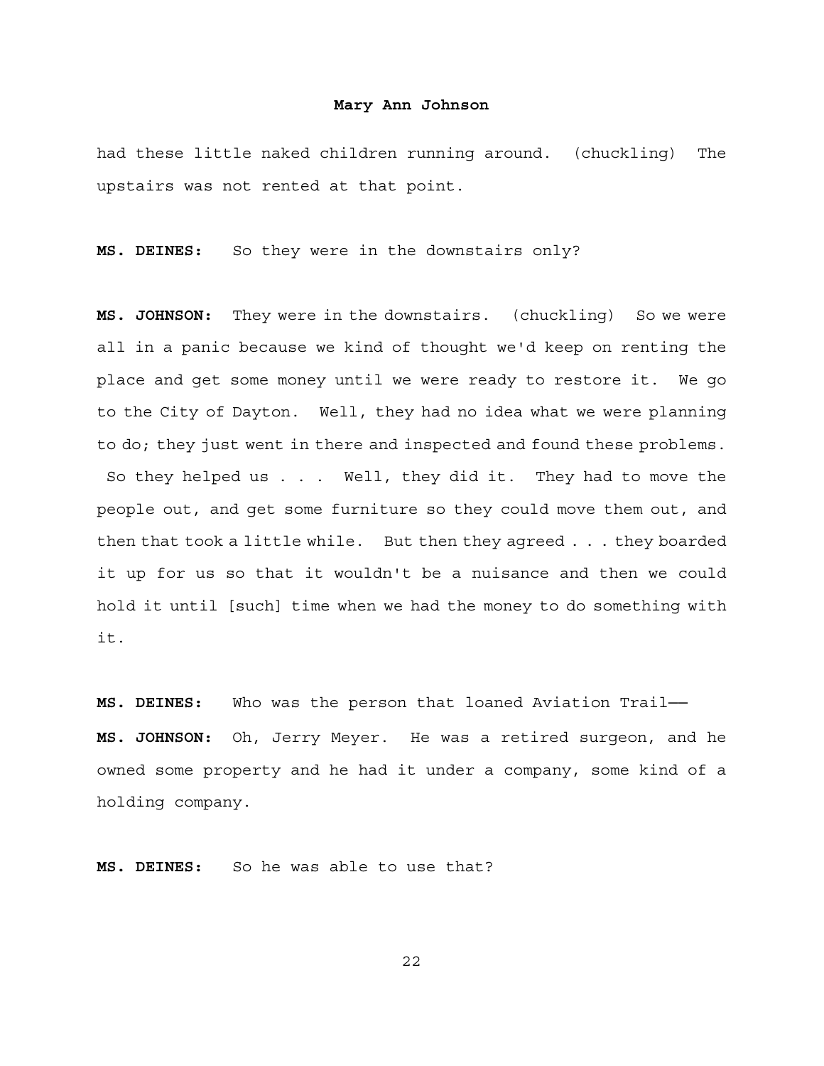had these little naked children running around. (chuckling) The upstairs was not rented at that point.

**MS. DEINES:** So they were in the downstairs only?

**MS. JOHNSON:** They were in the downstairs. (chuckling) So we were all in a panic because we kind of thought we'd keep on renting the place and get some money until we were ready to restore it. We go to the City of Dayton. Well, they had no idea what we were planning to do; they just went in there and inspected and found these problems. So they helped us . . . Well, they did it. They had to move the people out, and get some furniture so they could move them out, and then that took a little while. But then they agreed . . . they boarded it up for us so that it wouldn't be a nuisance and then we could hold it until [such] time when we had the money to do something with it.

**MS. DEINES:** Who was the person that loaned Aviation Trail——

**MS. JOHNSON:** Oh, Jerry Meyer. He was a retired surgeon, and he owned some property and he had it under a company, some kind of a holding company.

**MS. DEINES:** So he was able to use that?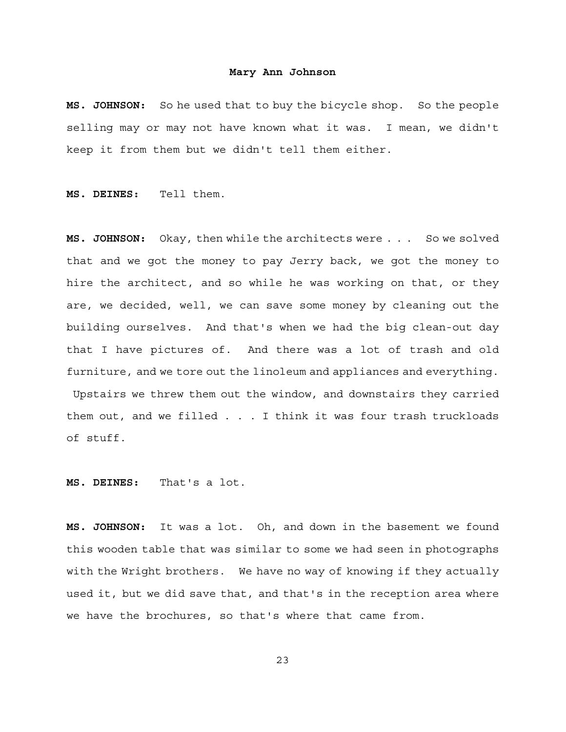**MS. JOHNSON:** So he used that to buy the bicycle shop. So the people selling may or may not have known what it was. I mean, we didn't keep it from them but we didn't tell them either.

**MS. DEINES:** Tell them.

**MS. JOHNSON:** Okay, then while the architects were . . . So we solved that and we got the money to pay Jerry back, we got the money to hire the architect, and so while he was working on that, or they are, we decided, well, we can save some money by cleaning out the building ourselves. And that's when we had the big clean-out day that I have pictures of. And there was a lot of trash and old furniture, and we tore out the linoleum and appliances and everything. Upstairs we threw them out the window, and downstairs they carried them out, and we filled . . . I think it was four trash truckloads of stuff.

**MS. DEINES:** That's a lot.

**MS. JOHNSON:** It was a lot. Oh, and down in the basement we found this wooden table that was similar to some we had seen in photographs with the Wright brothers. We have no way of knowing if they actually used it, but we did save that, and that's in the reception area where we have the brochures, so that's where that came from.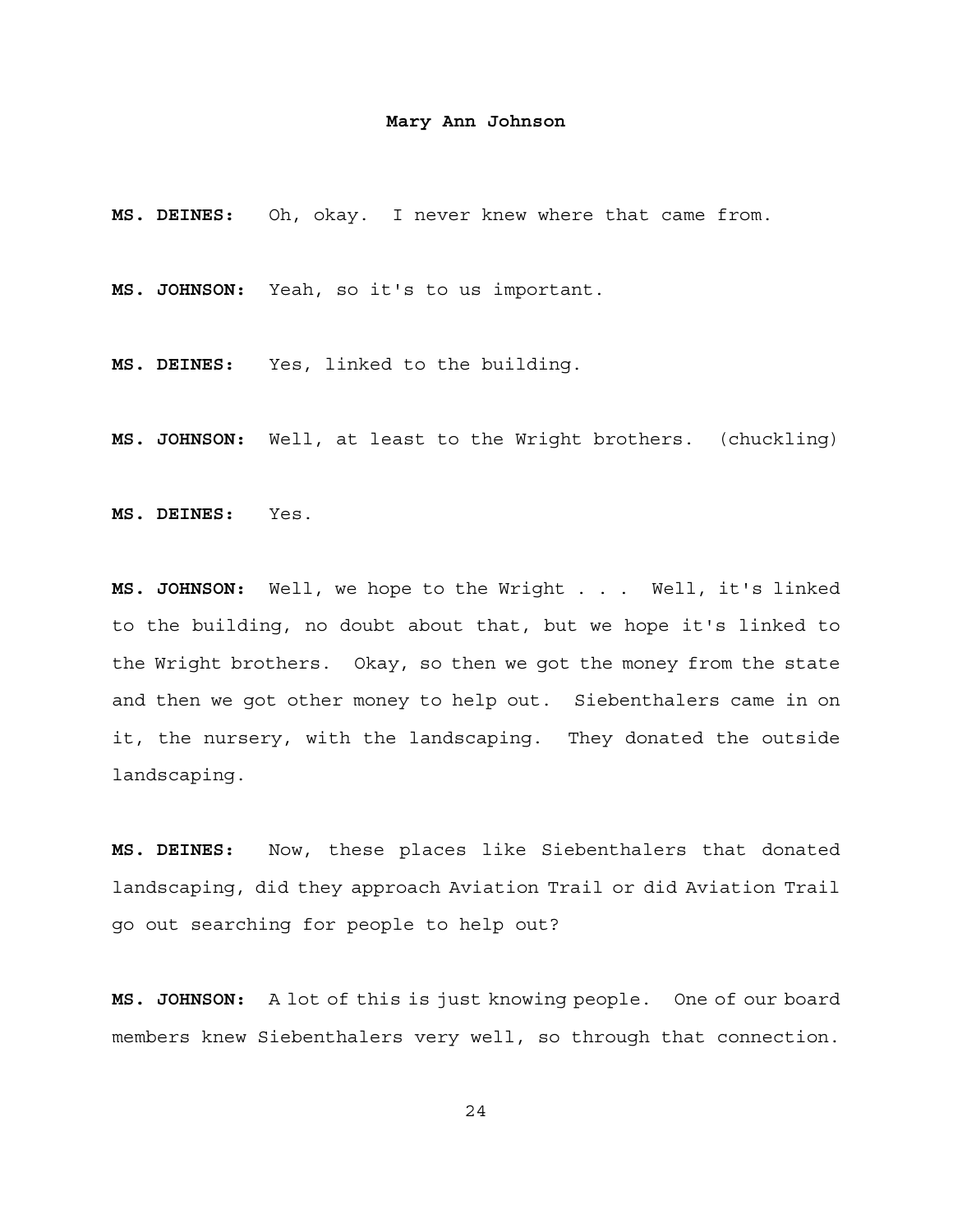**MS. DEINES:** Oh, okay. I never knew where that came from.

**MS. JOHNSON:** Yeah, so it's to us important.

**MS. DEINES:** Yes, linked to the building.

**MS. JOHNSON:** Well, at least to the Wright brothers. (chuckling)

**MS. DEINES:** Yes.

**MS. JOHNSON:** Well, we hope to the Wright . . . Well, it's linked to the building, no doubt about that, but we hope it's linked to the Wright brothers. Okay, so then we got the money from the state and then we got other money to help out. Siebenthalers came in on it, the nursery, with the landscaping. They donated the outside landscaping.

**MS. DEINES:** Now, these places like Siebenthalers that donated landscaping, did they approach Aviation Trail or did Aviation Trail go out searching for people to help out?

**MS. JOHNSON:** A lot of this is just knowing people. One of our board members knew Siebenthalers very well, so through that connection.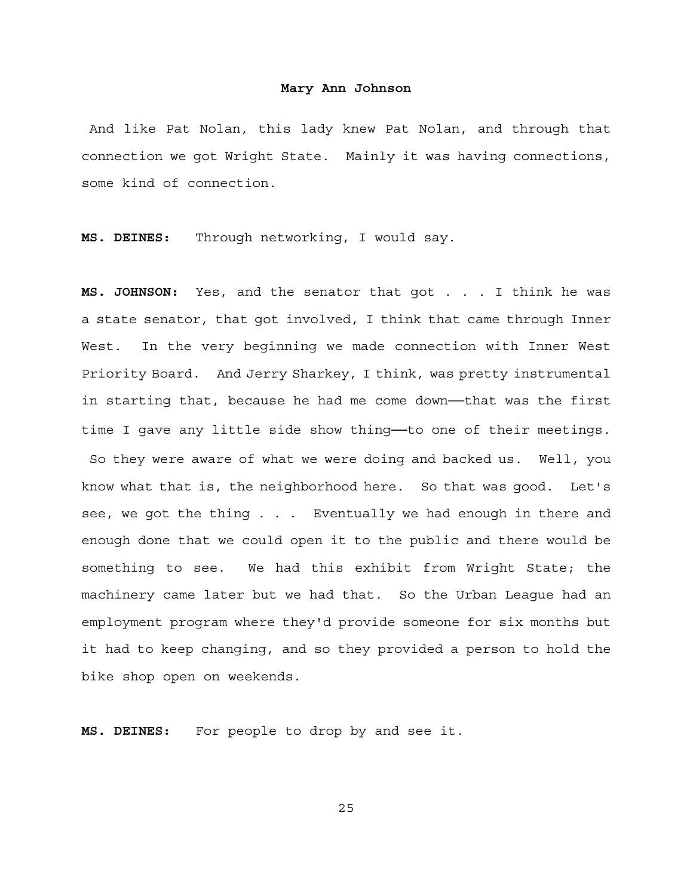And like Pat Nolan, this lady knew Pat Nolan, and through that connection we got Wright State. Mainly it was having connections, some kind of connection.

**MS. DEINES:** Through networking, I would say.

**MS. JOHNSON:** Yes, and the senator that got . . . I think he was a state senator, that got involved, I think that came through Inner West. In the very beginning we made connection with Inner West Priority Board. And Jerry Sharkey, I think, was pretty instrumental in starting that, because he had me come down——that was the first time I gave any little side show thing——to one of their meetings. So they were aware of what we were doing and backed us. Well, you know what that is, the neighborhood here. So that was good. Let's see, we got the thing . . . Eventually we had enough in there and enough done that we could open it to the public and there would be something to see. We had this exhibit from Wright State; the machinery came later but we had that. So the Urban League had an employment program where they'd provide someone for six months but it had to keep changing, and so they provided a person to hold the bike shop open on weekends.

**MS. DEINES:** For people to drop by and see it.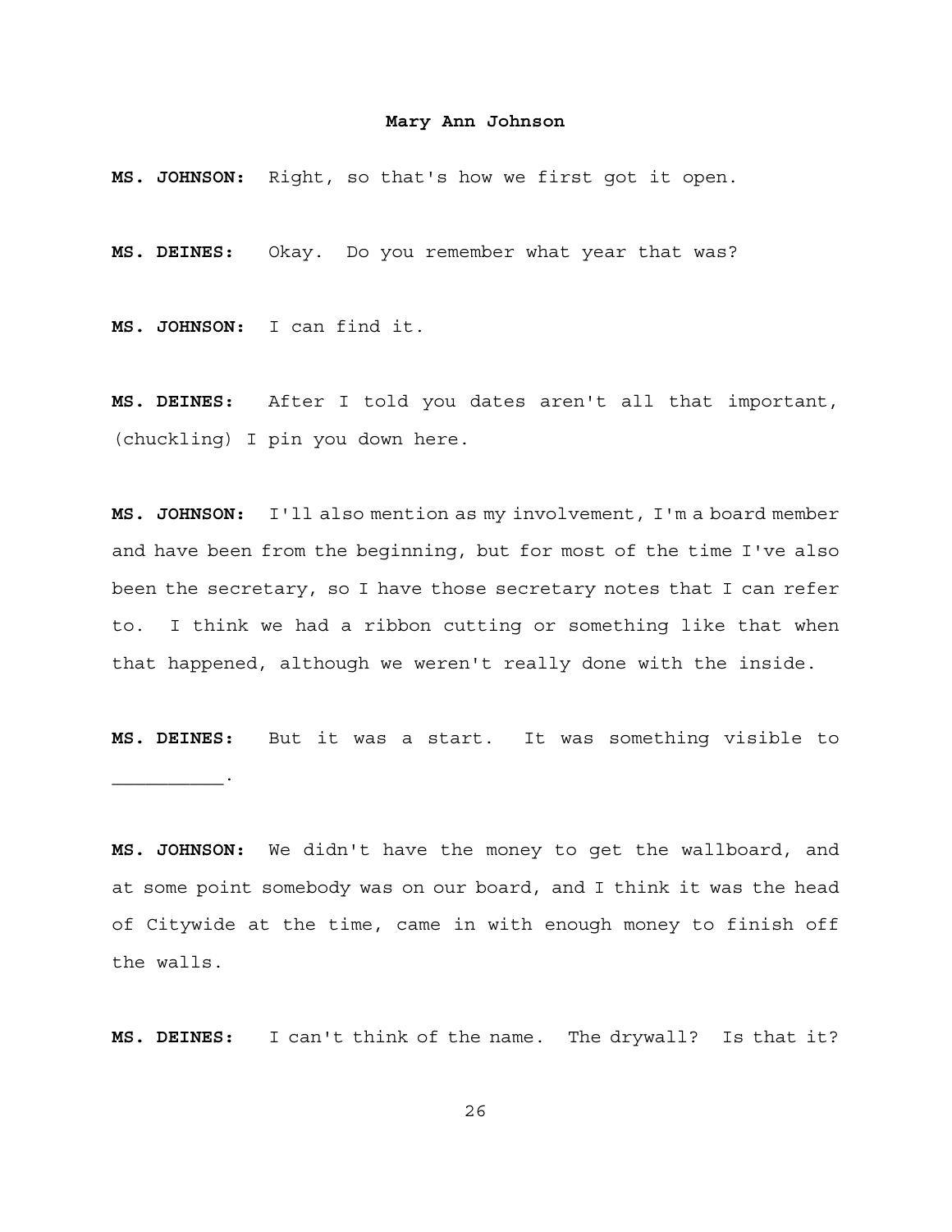**MS. JOHNSON:** Right, so that's how we first got it open.

**MS. DEINES:** Okay. Do you remember what year that was?

**MS. JOHNSON:** I can find it.

**MS. DEINES:** After I told you dates aren't all that important, (chuckling) I pin you down here.

**MS. JOHNSON:** I'll also mention as my involvement, I'm a board member and have been from the beginning, but for most of the time I've also been the secretary, so I have those secretary notes that I can refer to. I think we had a ribbon cutting or something like that when that happened, although we weren't really done with the inside.

**MS. DEINES:** But it was a start. It was something visible to __________.

**MS. JOHNSON:** We didn't have the money to get the wallboard, and at some point somebody was on our board, and I think it was the head of Citywide at the time, came in with enough money to finish off the walls.

**MS. DEINES:** I can't think of the name. The drywall? Is that it?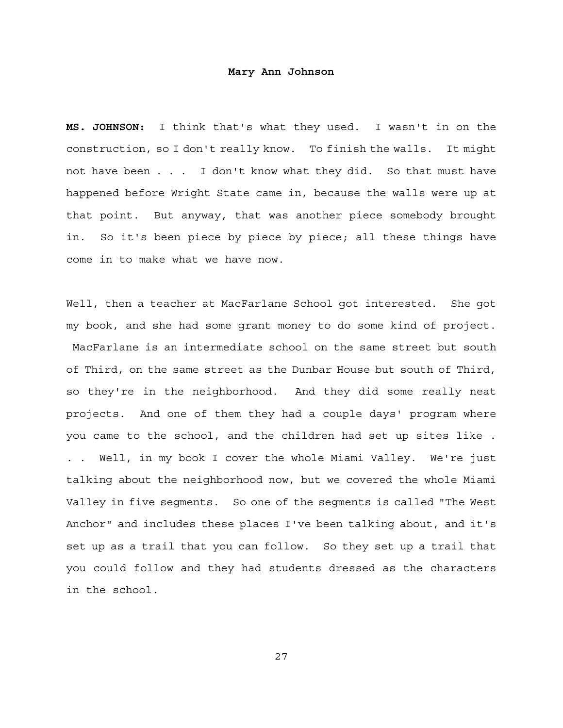**MS. JOHNSON:** I think that's what they used. I wasn't in on the construction, so I don't really know. To finish the walls. It might not have been . . . I don't know what they did. So that must have happened before Wright State came in, because the walls were up at that point. But anyway, that was another piece somebody brought in. So it's been piece by piece by piece; all these things have come in to make what we have now.

Well, then a teacher at MacFarlane School got interested. She got my book, and she had some grant money to do some kind of project. MacFarlane is an intermediate school on the same street but south of Third, on the same street as the Dunbar House but south of Third, so they're in the neighborhood. And they did some really neat projects. And one of them they had a couple days' program where you came to the school, and the children had set up sites like . . . Well, in my book I cover the whole Miami Valley. We're just talking about the neighborhood now, but we covered the whole Miami Valley in five segments. So one of the segments is called "The West Anchor" and includes these places I've been talking about, and it's set up as a trail that you can follow. So they set up a trail that you could follow and they had students dressed as the characters in the school.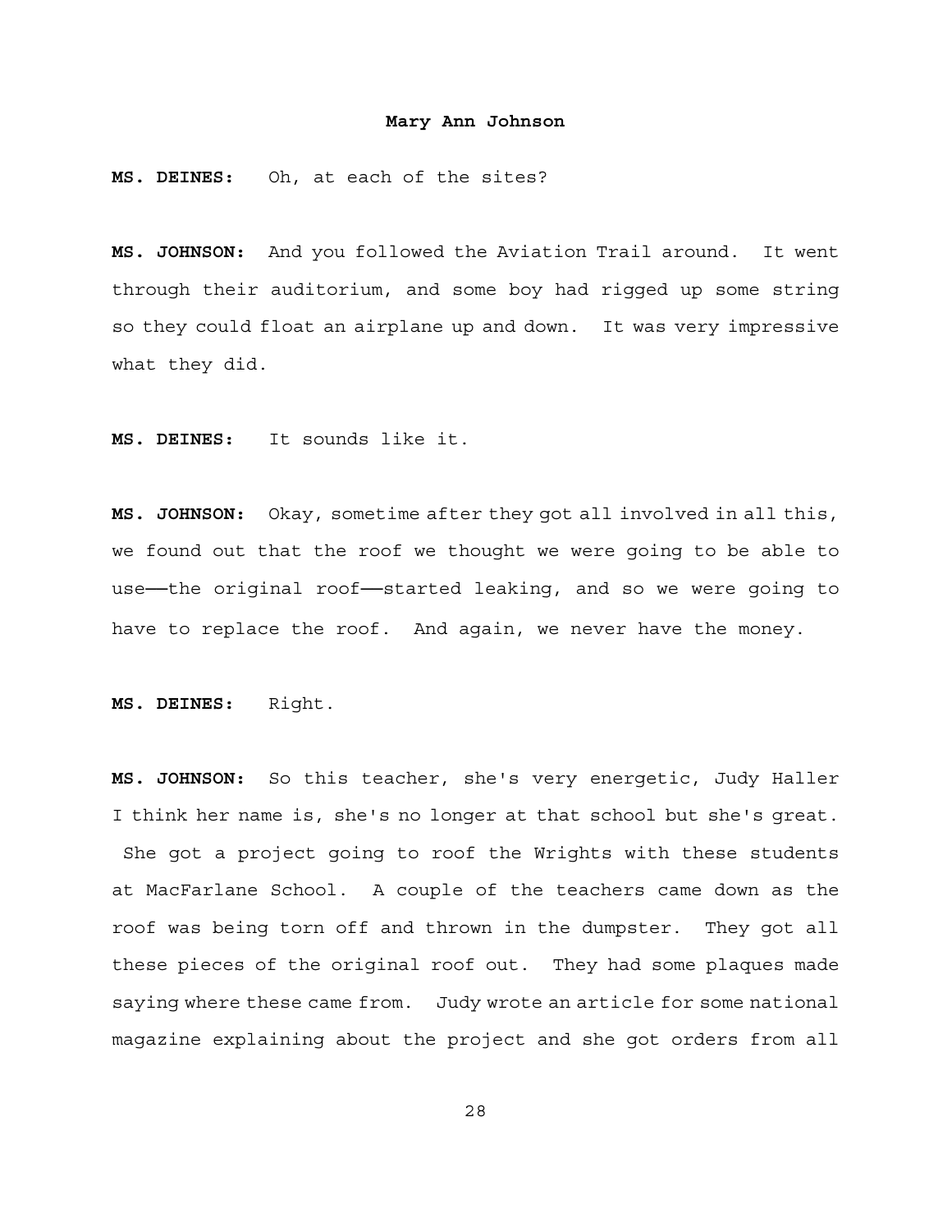**MS. DEINES:** Oh, at each of the sites?

**MS. JOHNSON:** And you followed the Aviation Trail around. It went through their auditorium, and some boy had rigged up some string so they could float an airplane up and down. It was very impressive what they did.

**MS. DEINES:** It sounds like it.

**MS. JOHNSON:** Okay, sometime after they got all involved in all this, we found out that the roof we thought we were going to be able to use——the original roof——started leaking, and so we were going to have to replace the roof. And again, we never have the money.

**MS. DEINES:** Right.

**MS. JOHNSON:** So this teacher, she's very energetic, Judy Haller I think her name is, she's no longer at that school but she's great. She got a project going to roof the Wrights with these students at MacFarlane School. A couple of the teachers came down as the roof was being torn off and thrown in the dumpster. They got all these pieces of the original roof out. They had some plaques made saying where these came from. Judy wrote an article for some national magazine explaining about the project and she got orders from all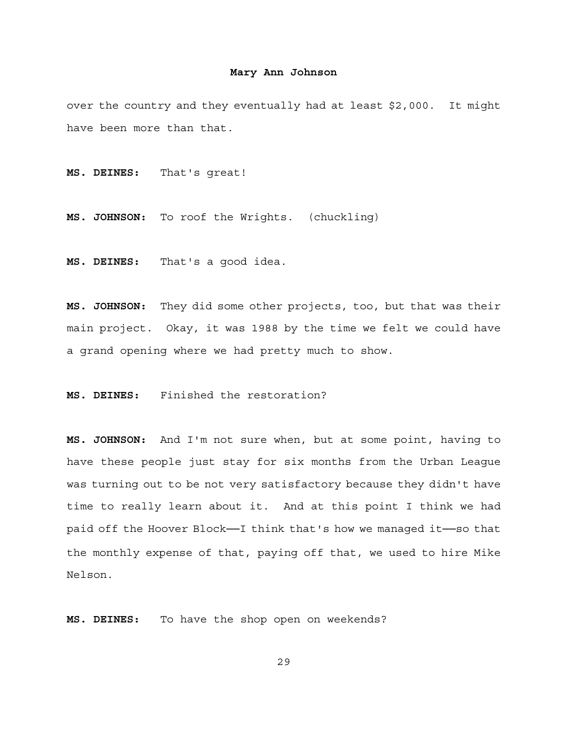over the country and they eventually had at least $2,000. It might have been more than that.

**MS. DEINES:** That's great!

**MS. JOHNSON:** To roof the Wrights. (chuckling)

**MS. DEINES:** That's a good idea.

**MS. JOHNSON:** They did some other projects, too, but that was their main project. Okay, it was 1988 by the time we felt we could have a grand opening where we had pretty much to show.

**MS. DEINES:** Finished the restoration?

**MS. JOHNSON:** And I'm not sure when, but at some point, having to have these people just stay for six months from the Urban League was turning out to be not very satisfactory because they didn't have time to really learn about it. And at this point I think we had paid off the Hoover Block——I think that's how we managed it——so that the monthly expense of that, paying off that, we used to hire Mike Nelson.

**MS. DEINES:** To have the shop open on weekends?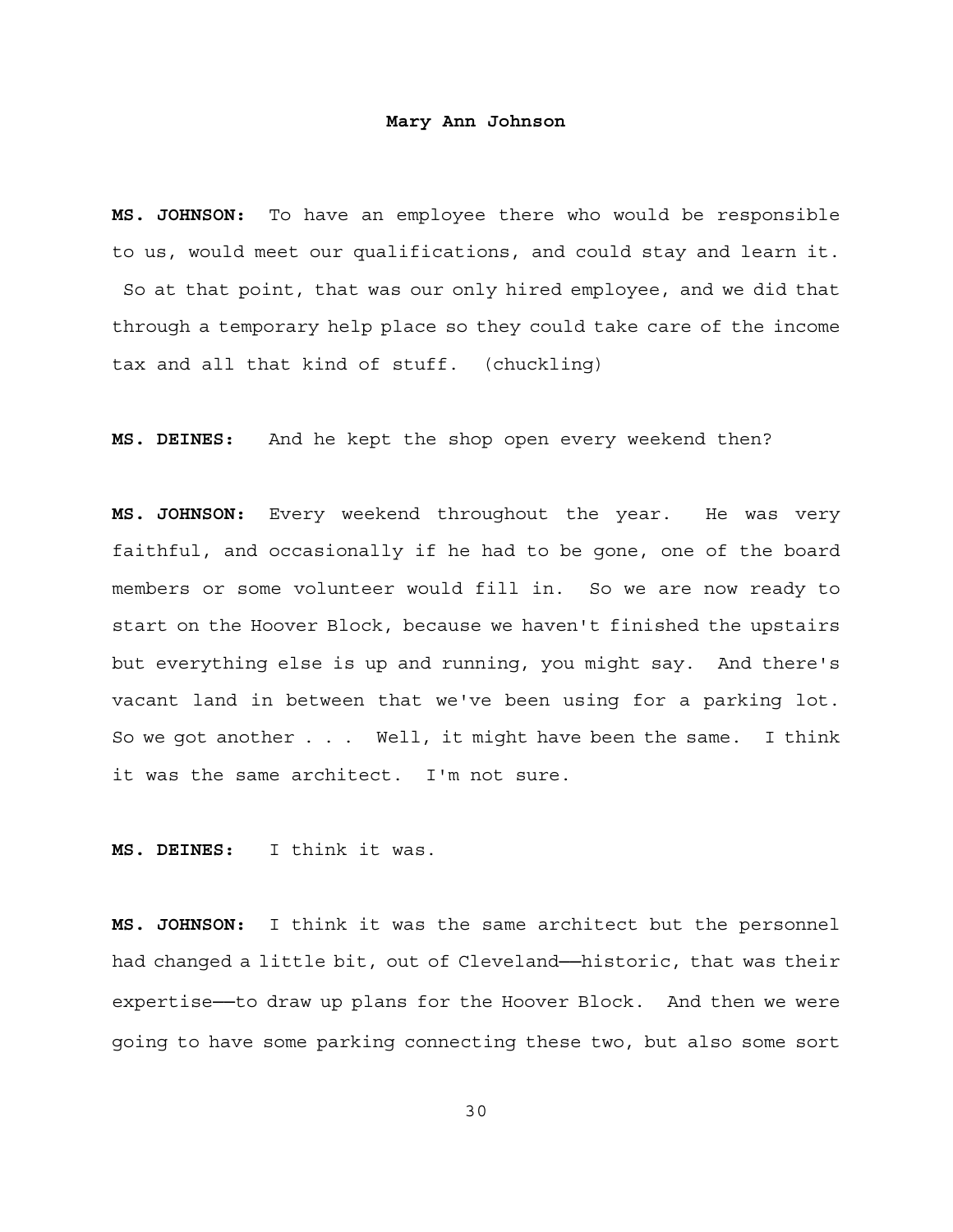**MS. JOHNSON:** To have an employee there who would be responsible to us, would meet our qualifications, and could stay and learn it. So at that point, that was our only hired employee, and we did that through a temporary help place so they could take care of the income tax and all that kind of stuff. (chuckling)

**MS. DEINES:** And he kept the shop open every weekend then?

**MS. JOHNSON:** Every weekend throughout the year. He was very faithful, and occasionally if he had to be gone, one of the board members or some volunteer would fill in. So we are now ready to start on the Hoover Block, because we haven't finished the upstairs but everything else is up and running, you might say. And there's vacant land in between that we've been using for a parking lot. So we got another . . . Well, it might have been the same. I think it was the same architect. I'm not sure.

**MS. DEINES:** I think it was.

**MS. JOHNSON:** I think it was the same architect but the personnel had changed a little bit, out of Cleveland——historic, that was their expertise——to draw up plans for the Hoover Block. And then we were going to have some parking connecting these two, but also some sort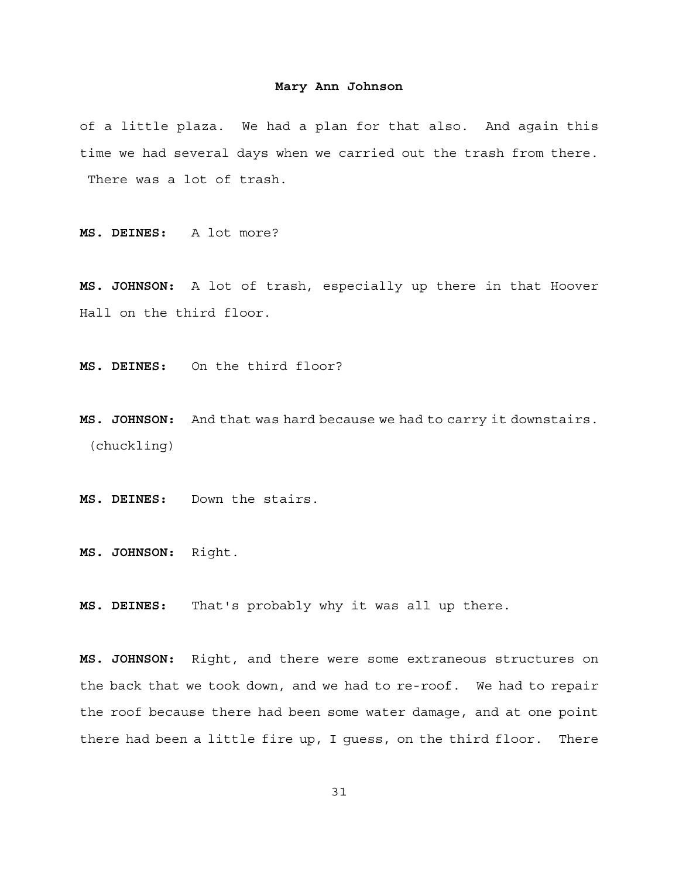of a little plaza. We had a plan for that also. And again this time we had several days when we carried out the trash from there. There was a lot of trash.

**MS. DEINES:** A lot more?

**MS. JOHNSON:** A lot of trash, especially up there in that Hoover Hall on the third floor.

**MS. DEINES:** On the third floor?

**MS. JOHNSON:** And that was hard because we had to carry it downstairs. (chuckling)

**MS. DEINES:** Down the stairs.

**MS. JOHNSON:** Right.

**MS. DEINES:** That's probably why it was all up there.

**MS. JOHNSON:** Right, and there were some extraneous structures on the back that we took down, and we had to re-roof. We had to repair the roof because there had been some water damage, and at one point there had been a little fire up, I guess, on the third floor. There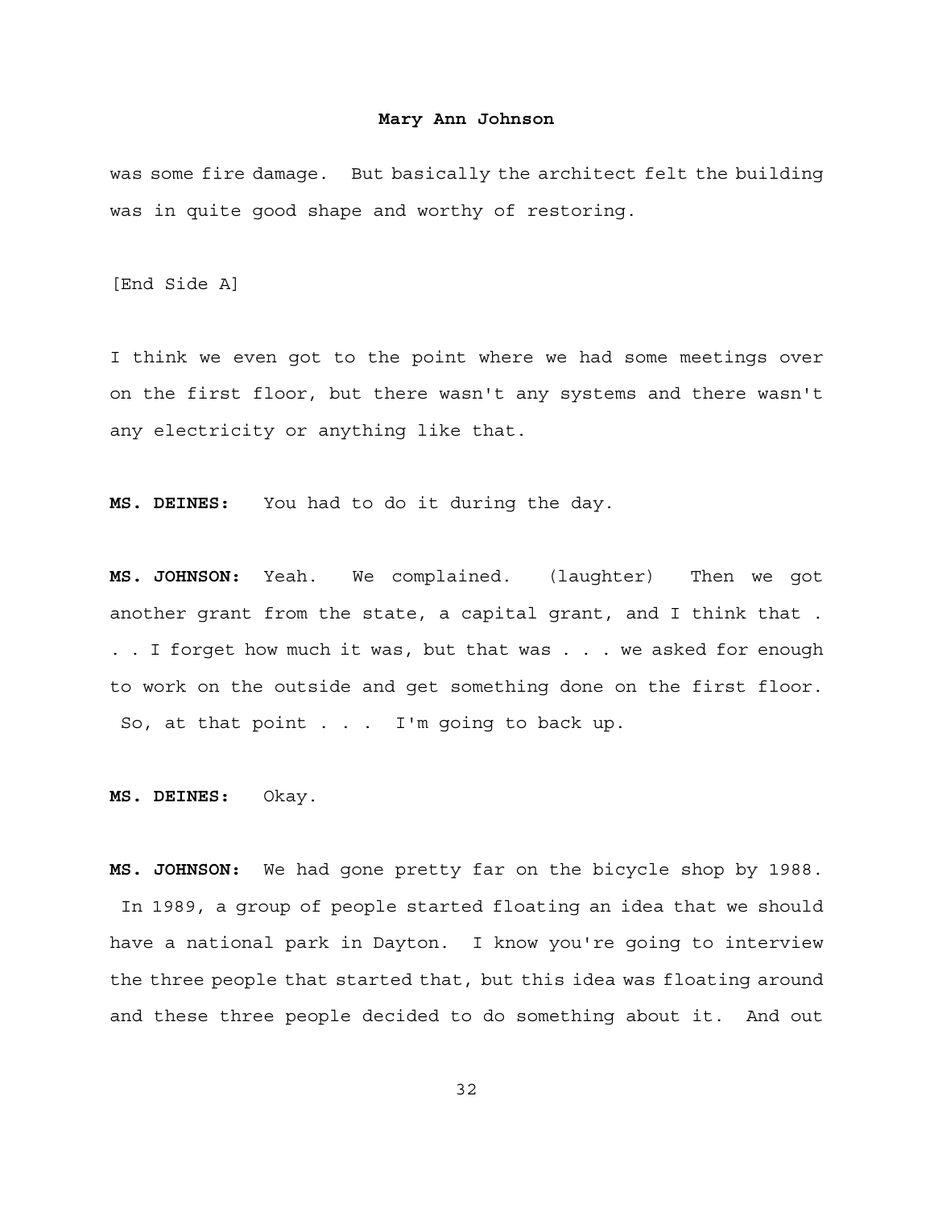was some fire damage. But basically the architect felt the building was in quite good shape and worthy of restoring.

[End Side A]

I think we even got to the point where we had some meetings over on the first floor, but there wasn't any systems and there wasn't any electricity or anything like that.

**MS. DEINES:** You had to do it during the day.

**MS. JOHNSON:** Yeah. We complained. (laughter) Then we got another grant from the state, a capital grant, and I think that . . . I forget how much it was, but that was . . . we asked for enough to work on the outside and get something done on the first floor. So, at that point . . . I'm going to back up.

**MS. DEINES:** Okay.

**MS. JOHNSON:** We had gone pretty far on the bicycle shop by 1988. In 1989, a group of people started floating an idea that we should have a national park in Dayton. I know you're going to interview the three people that started that, but this idea was floating around and these three people decided to do something about it. And out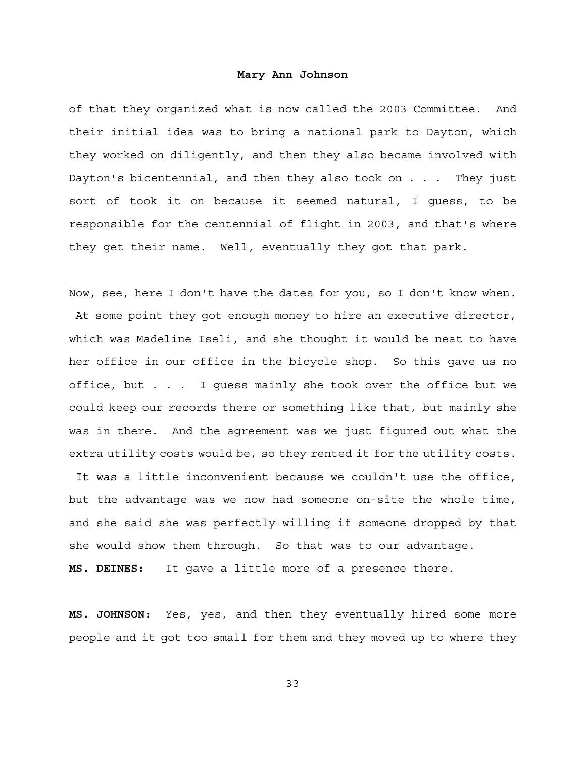of that they organized what is now called the 2003 Committee. And their initial idea was to bring a national park to Dayton, which they worked on diligently, and then they also became involved with Dayton's bicentennial, and then they also took on . . . They just sort of took it on because it seemed natural, I guess, to be responsible for the centennial of flight in 2003, and that's where they get their name. Well, eventually they got that park.

Now, see, here I don't have the dates for you, so I don't know when. At some point they got enough money to hire an executive director, which was Madeline Iseli, and she thought it would be neat to have her office in our office in the bicycle shop. So this gave us no office, but . . . I guess mainly she took over the office but we could keep our records there or something like that, but mainly she was in there. And the agreement was we just figured out what the extra utility costs would be, so they rented it for the utility costs. It was a little inconvenient because we couldn't use the office, but the advantage was we now had someone on-site the whole time, and she said she was perfectly willing if someone dropped by that she would show them through. So that was to our advantage.

**MS. DEINES:** It gave a little more of a presence there.

**MS. JOHNSON:** Yes, yes, and then they eventually hired some more people and it got too small for them and they moved up to where they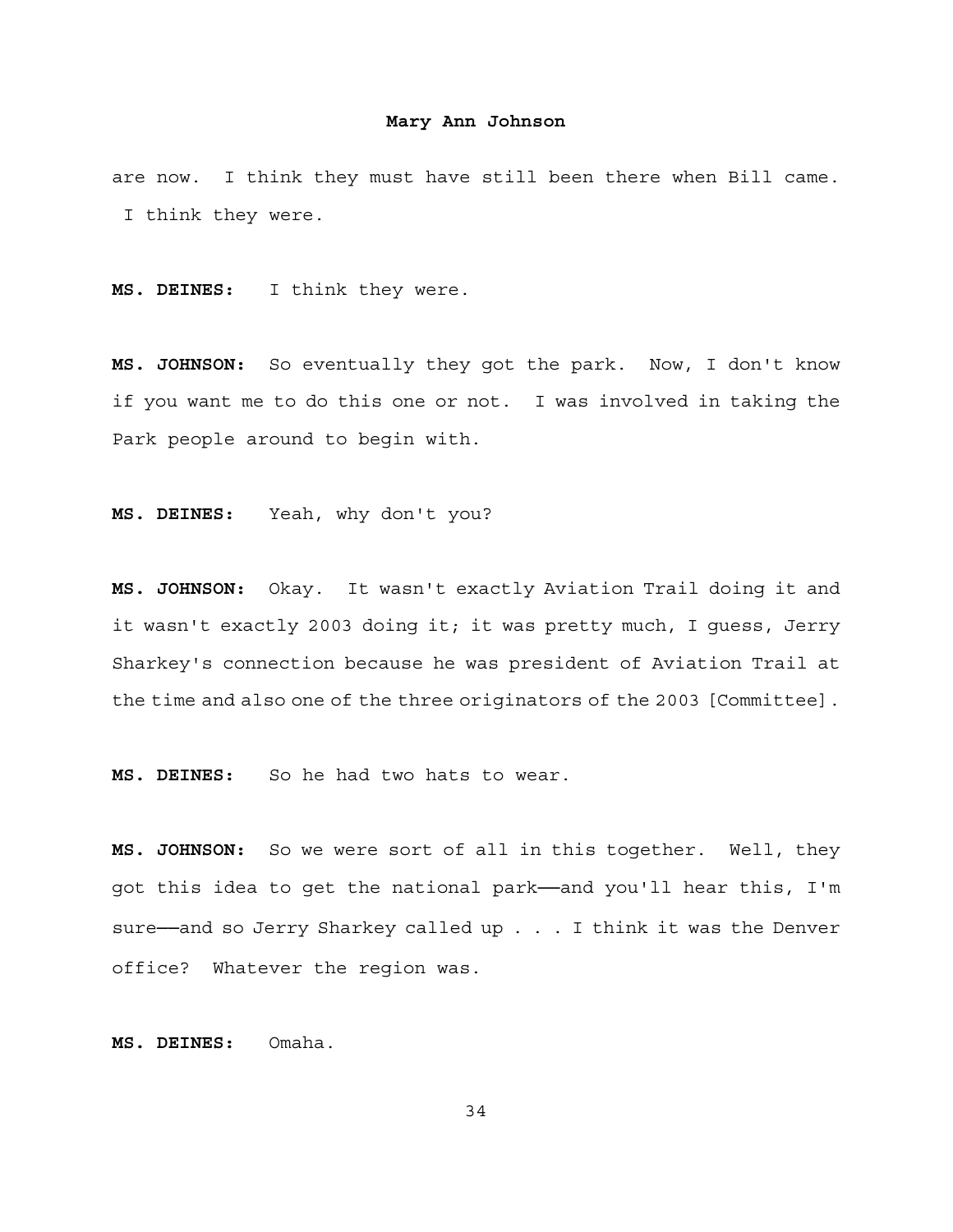are now. I think they must have still been there when Bill came. I think they were.

**MS. DEINES:** I think they were.

**MS. JOHNSON:** So eventually they got the park. Now, I don't know if you want me to do this one or not. I was involved in taking the Park people around to begin with.

**MS. DEINES:** Yeah, why don't you?

**MS. JOHNSON:** Okay. It wasn't exactly Aviation Trail doing it and it wasn't exactly 2003 doing it; it was pretty much, I guess, Jerry Sharkey's connection because he was president of Aviation Trail at the time and also one of the three originators of the 2003 [Committee].

**MS. DEINES:** So he had two hats to wear.

**MS. JOHNSON:** So we were sort of all in this together. Well, they got this idea to get the national park——and you'll hear this, I'm sure——and so Jerry Sharkey called up . . . I think it was the Denver office? Whatever the region was.

**MS. DEINES:** Omaha.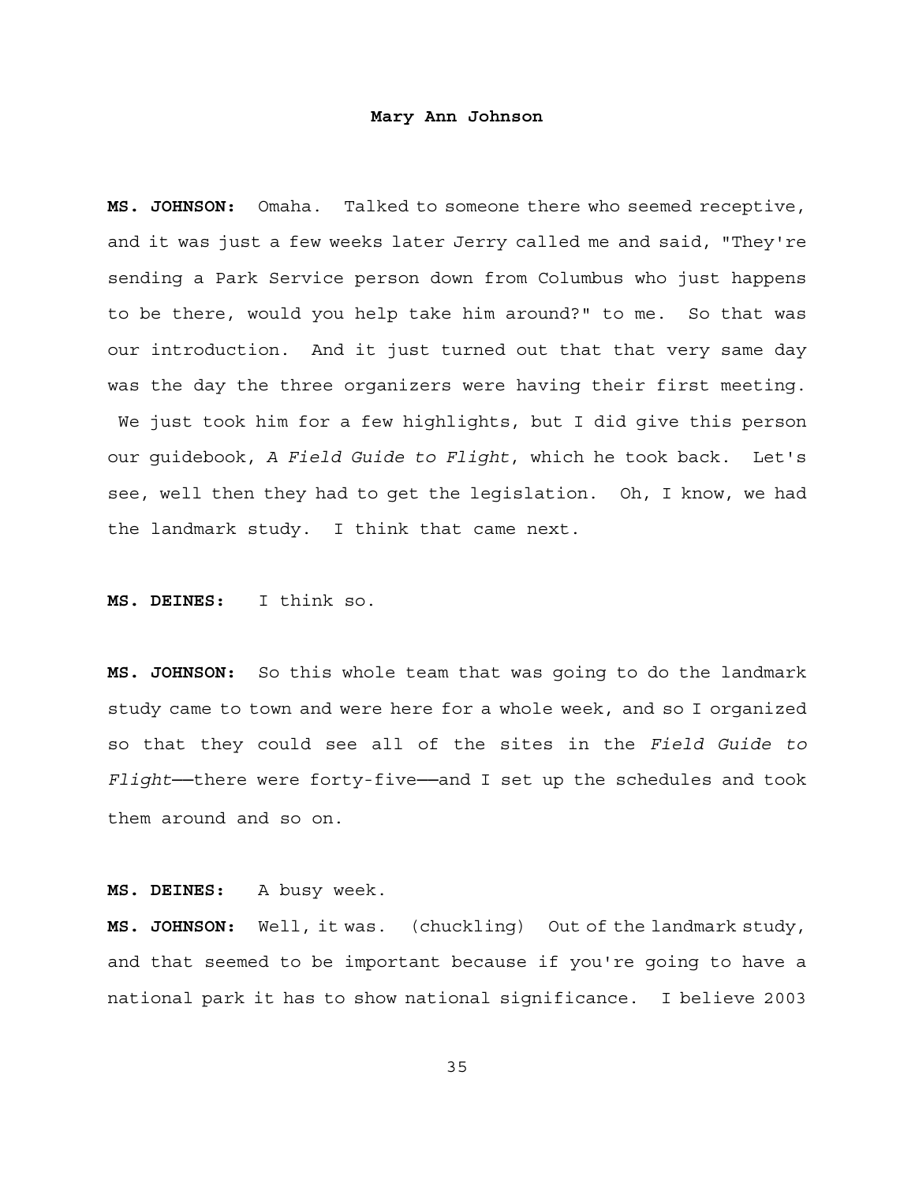**MS. JOHNSON:** Omaha. Talked to someone there who seemed receptive, and it was just a few weeks later Jerry called me and said, "They're sending a Park Service person down from Columbus who just happens to be there, would you help take him around?" to me. So that was our introduction. And it just turned out that that very same day was the day the three organizers were having their first meeting. We just took him for a few highlights, but I did give this person our guidebook, *A Field Guide to Flight*, which he took back. Let's see, well then they had to get the legislation. Oh, I know, we had the landmark study. I think that came next.

**MS. DEINES:** I think so.

**MS. JOHNSON:** So this whole team that was going to do the landmark study came to town and were here for a whole week, and so I organized so that they could see all of the sites in the *Field Guide to Flight*——there were forty-five——and I set up the schedules and took them around and so on.

**MS. DEINES:** A busy week.

**MS. JOHNSON:** Well, it was. (chuckling) Out of the landmark study, and that seemed to be important because if you're going to have a national park it has to show national significance. I believe 2003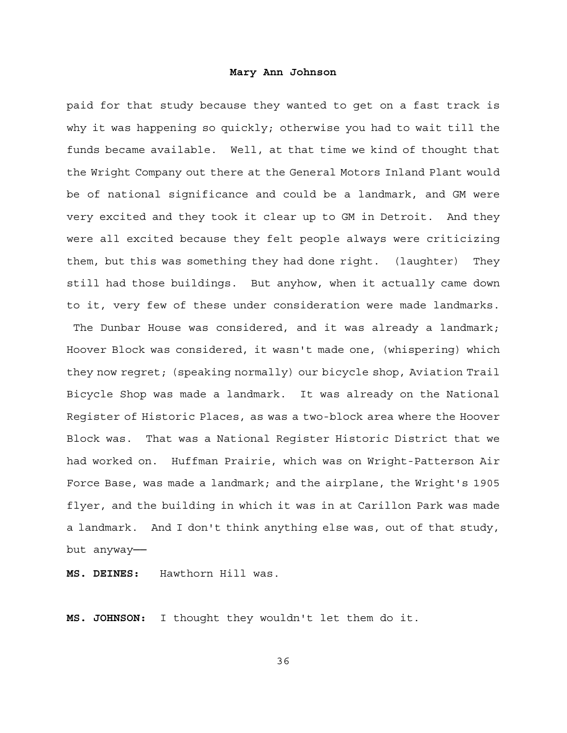paid for that study because they wanted to get on a fast track is why it was happening so quickly; otherwise you had to wait till the funds became available. Well, at that time we kind of thought that the Wright Company out there at the General Motors Inland Plant would be of national significance and could be a landmark, and GM were very excited and they took it clear up to GM in Detroit. And they were all excited because they felt people always were criticizing them, but this was something they had done right. (laughter) They still had those buildings. But anyhow, when it actually came down to it, very few of these under consideration were made landmarks. The Dunbar House was considered, and it was already a landmark; Hoover Block was considered, it wasn't made one, (whispering) which they now regret; (speaking normally) our bicycle shop, Aviation Trail Bicycle Shop was made a landmark. It was already on the National Register of Historic Places, as was a two-block area where the Hoover Block was. That was a National Register Historic District that we had worked on. Huffman Prairie, which was on Wright-Patterson Air Force Base, was made a landmark; and the airplane, the Wright's 1905 flyer, and the building in which it was in at Carillon Park was made a landmark. And I don't think anything else was, out of that study, but anyway——

**MS. DEINES:** Hawthorn Hill was.

**MS. JOHNSON:** I thought they wouldn't let them do it.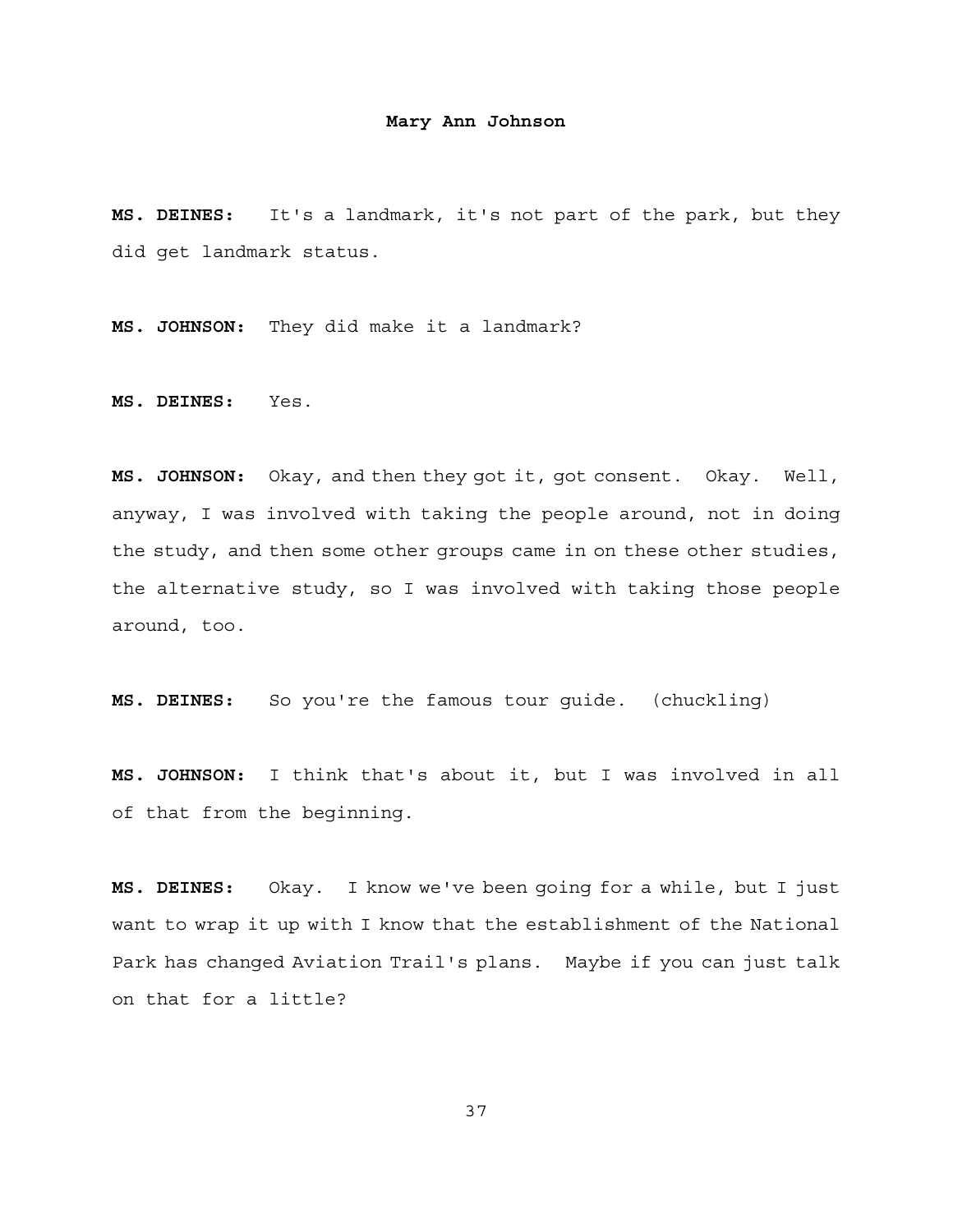**MS. DEINES:** It's a landmark, it's not part of the park, but they did get landmark status.

**MS. JOHNSON:** They did make it a landmark?

**MS. DEINES:** Yes.

**MS. JOHNSON:** Okay, and then they got it, got consent. Okay. Well, anyway, I was involved with taking the people around, not in doing the study, and then some other groups came in on these other studies, the alternative study, so I was involved with taking those people around, too.

**MS. DEINES:** So you're the famous tour guide. (chuckling)

**MS. JOHNSON:** I think that's about it, but I was involved in all of that from the beginning.

**MS. DEINES:** Okay. I know we've been going for a while, but I just want to wrap it up with I know that the establishment of the National Park has changed Aviation Trail's plans. Maybe if you can just talk on that for a little?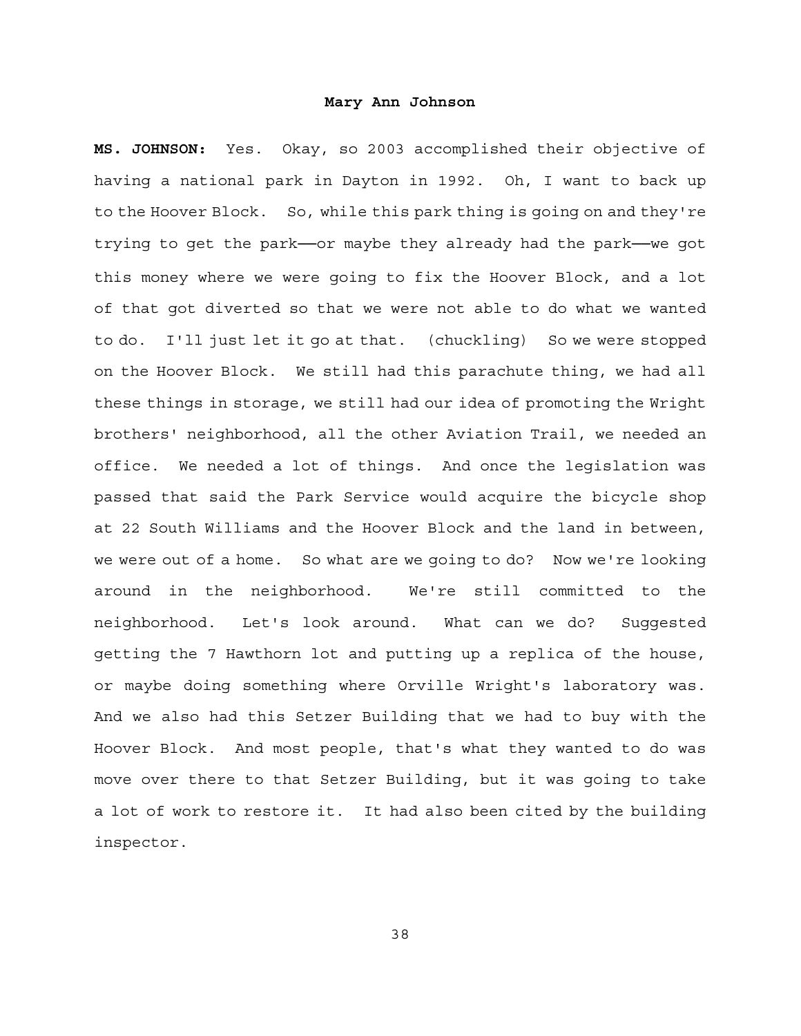**MS. JOHNSON:** Yes. Okay, so 2003 accomplished their objective of having a national park in Dayton in 1992. Oh, I want to back up to the Hoover Block. So, while this park thing is going on and they're trying to get the park——or maybe they already had the park——we got this money where we were going to fix the Hoover Block, and a lot of that got diverted so that we were not able to do what we wanted to do. I'll just let it go at that. (chuckling) So we were stopped on the Hoover Block. We still had this parachute thing, we had all these things in storage, we still had our idea of promoting the Wright brothers' neighborhood, all the other Aviation Trail, we needed an office. We needed a lot of things. And once the legislation was passed that said the Park Service would acquire the bicycle shop at 22 South Williams and the Hoover Block and the land in between, we were out of a home. So what are we going to do? Now we're looking around in the neighborhood. We're still committed to the neighborhood. Let's look around. What can we do? Suggested getting the 7 Hawthorn lot and putting up a replica of the house, or maybe doing something where Orville Wright's laboratory was. And we also had this Setzer Building that we had to buy with the Hoover Block. And most people, that's what they wanted to do was move over there to that Setzer Building, but it was going to take a lot of work to restore it. It had also been cited by the building inspector.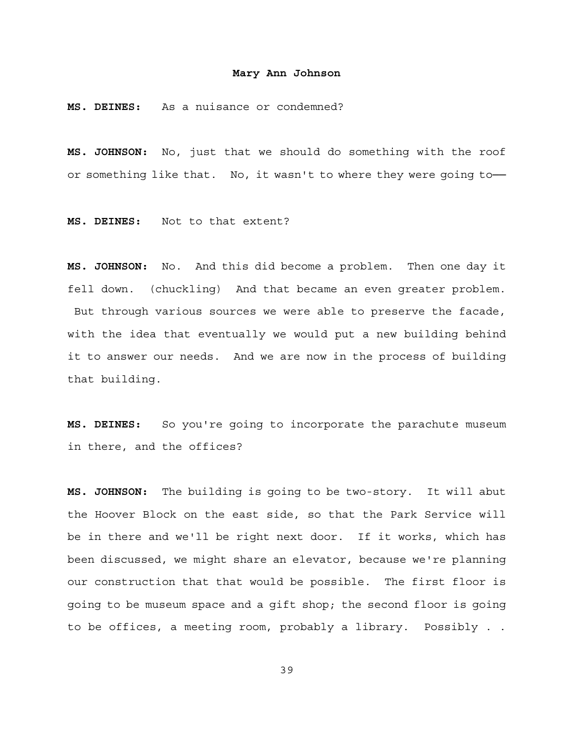**MS. DEINES:** As a nuisance or condemned?

**MS. JOHNSON:** No, just that we should do something with the roof or something like that. No, it wasn't to where they were going to——

**MS. DEINES:** Not to that extent?

**MS. JOHNSON:** No. And this did become a problem. Then one day it fell down. (chuckling) And that became an even greater problem. But through various sources we were able to preserve the facade, with the idea that eventually we would put a new building behind it to answer our needs. And we are now in the process of building that building.

**MS. DEINES:** So you're going to incorporate the parachute museum in there, and the offices?

**MS. JOHNSON:** The building is going to be two-story. It will abut the Hoover Block on the east side, so that the Park Service will be in there and we'll be right next door. If it works, which has been discussed, we might share an elevator, because we're planning our construction that that would be possible. The first floor is going to be museum space and a gift shop; the second floor is going to be offices, a meeting room, probably a library. Possibly . .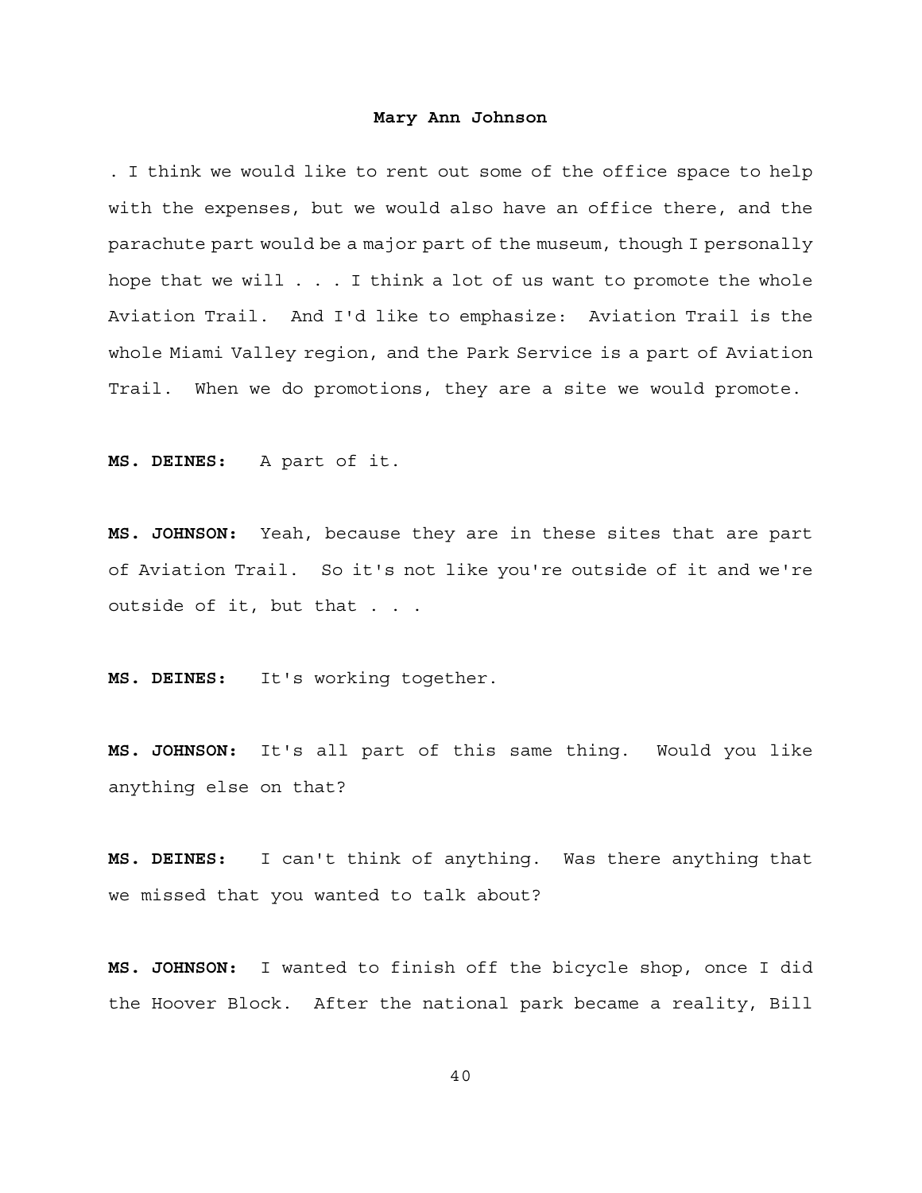. I think we would like to rent out some of the office space to help with the expenses, but we would also have an office there, and the parachute part would be a major part of the museum, though I personally hope that we will . . . I think a lot of us want to promote the whole Aviation Trail. And I'd like to emphasize: Aviation Trail is the whole Miami Valley region, and the Park Service is a part of Aviation Trail. When we do promotions, they are a site we would promote.

**MS. DEINES:** A part of it.

**MS. JOHNSON:** Yeah, because they are in these sites that are part of Aviation Trail. So it's not like you're outside of it and we're outside of it, but that . . .

**MS. DEINES:** It's working together.

**MS. JOHNSON:** It's all part of this same thing. Would you like anything else on that?

**MS. DEINES:** I can't think of anything. Was there anything that we missed that you wanted to talk about?

**MS. JOHNSON:** I wanted to finish off the bicycle shop, once I did the Hoover Block. After the national park became a reality, Bill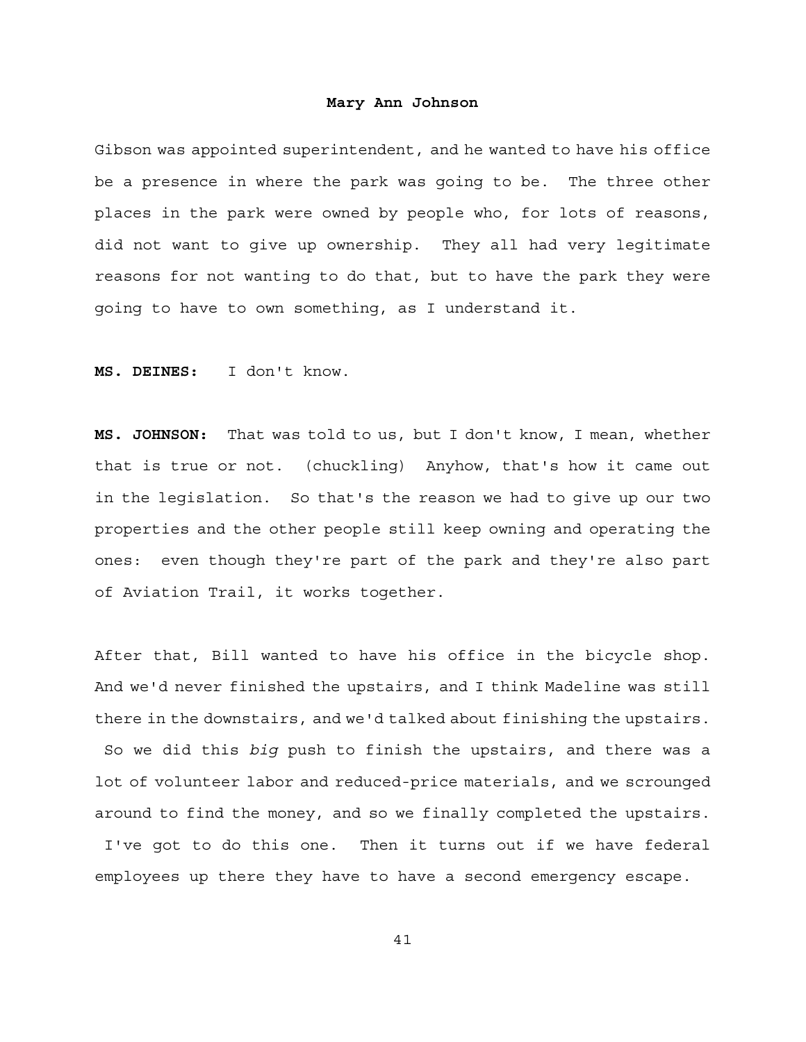Gibson was appointed superintendent, and he wanted to have his office be a presence in where the park was going to be. The three other places in the park were owned by people who, for lots of reasons, did not want to give up ownership. They all had very legitimate reasons for not wanting to do that, but to have the park they were going to have to own something, as I understand it.

**MS. DEINES:** I don't know.

**MS. JOHNSON:** That was told to us, but I don't know, I mean, whether that is true or not. (chuckling) Anyhow, that's how it came out in the legislation. So that's the reason we had to give up our two properties and the other people still keep owning and operating the ones: even though they're part of the park and they're also part of Aviation Trail, it works together.

After that, Bill wanted to have his office in the bicycle shop. And we'd never finished the upstairs, and I think Madeline was still there in the downstairs, and we'd talked about finishing the upstairs. So we did this *big* push to finish the upstairs, and there was a lot of volunteer labor and reduced-price materials, and we scrounged around to find the money, and so we finally completed the upstairs. I've got to do this one. Then it turns out if we have federal employees up there they have to have a second emergency escape.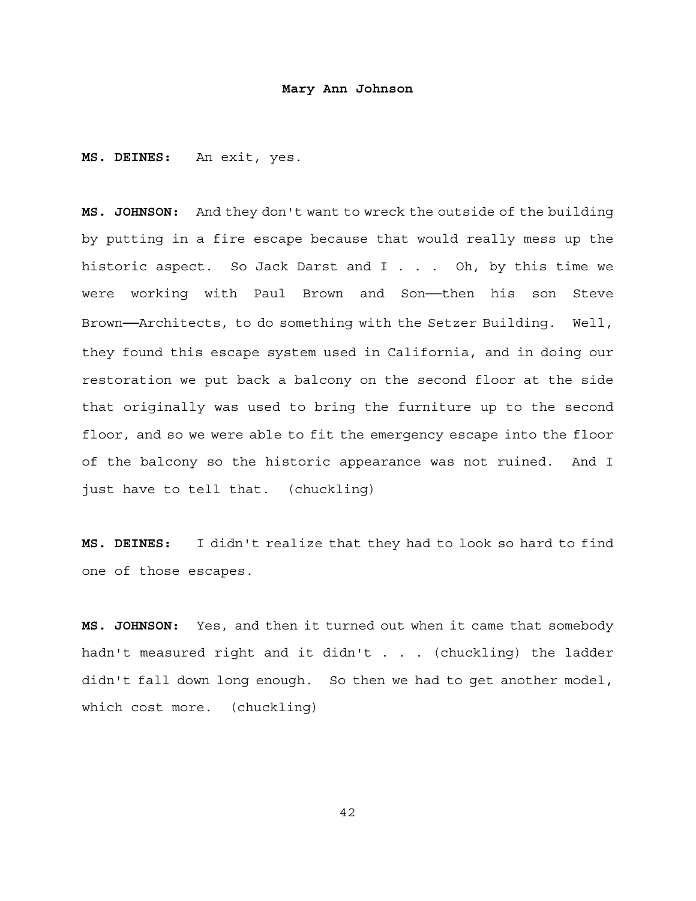**MS. DEINES:** An exit, yes.

**MS. JOHNSON:** And they don't want to wreck the outside of the building by putting in a fire escape because that would really mess up the historic aspect. So Jack Darst and I . . . Oh, by this time we were working with Paul Brown and Son——then his son Steve Brown——Architects, to do something with the Setzer Building. Well, they found this escape system used in California, and in doing our restoration we put back a balcony on the second floor at the side that originally was used to bring the furniture up to the second floor, and so we were able to fit the emergency escape into the floor of the balcony so the historic appearance was not ruined. And I just have to tell that. (chuckling)

**MS. DEINES:** I didn't realize that they had to look so hard to find one of those escapes.

**MS. JOHNSON:** Yes, and then it turned out when it came that somebody hadn't measured right and it didn't . . . (chuckling) the ladder didn't fall down long enough. So then we had to get another model, which cost more. (chuckling)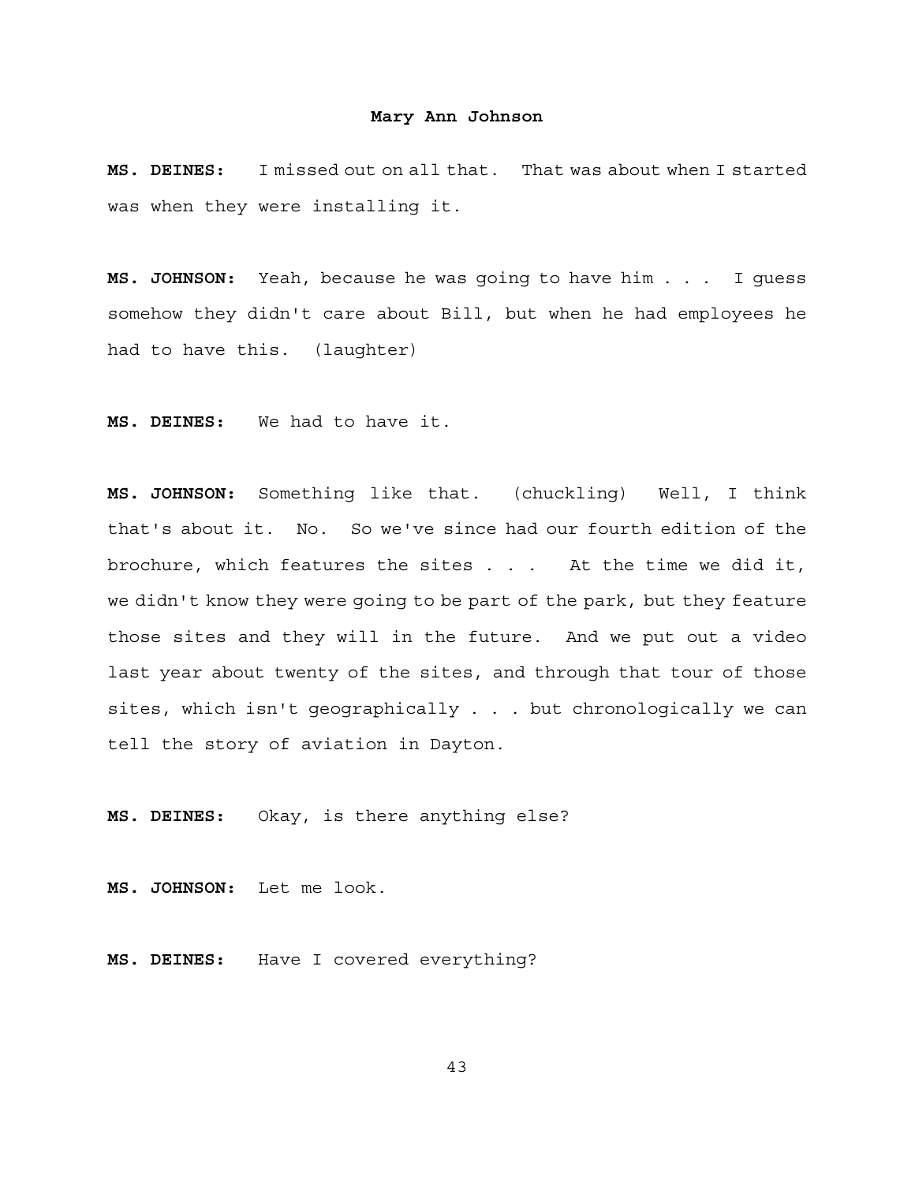**MS. DEINES:** I missed out on all that. That was about when I started was when they were installing it.

**MS. JOHNSON:** Yeah, because he was going to have him . . . I guess somehow they didn't care about Bill, but when he had employees he had to have this. (laughter)

**MS. DEINES:** We had to have it.

**MS. JOHNSON:** Something like that. (chuckling) Well, I think that's about it. No. So we've since had our fourth edition of the brochure, which features the sites . . . At the time we did it, we didn't know they were going to be part of the park, but they feature those sites and they will in the future. And we put out a video last year about twenty of the sites, and through that tour of those sites, which isn't geographically . . . but chronologically we can tell the story of aviation in Dayton.

**MS. DEINES:** Okay, is there anything else?

**MS. JOHNSON:** Let me look.

**MS. DEINES:** Have I covered everything?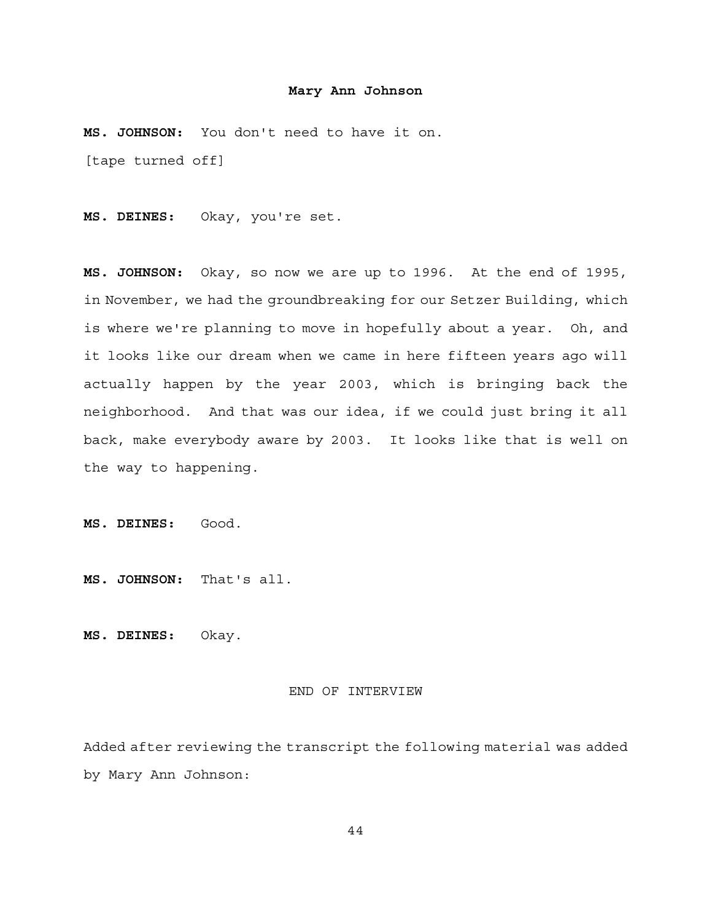**MS. JOHNSON:** You don't need to have it on.

[tape turned off]

**MS. DEINES:** Okay, you're set.

**MS. JOHNSON:** Okay, so now we are up to 1996. At the end of 1995, in November, we had the groundbreaking for our Setzer Building, which is where we're planning to move in hopefully about a year. Oh, and it looks like our dream when we came in here fifteen years ago will actually happen by the year 2003, which is bringing back the neighborhood. And that was our idea, if we could just bring it all back, make everybody aware by 2003. It looks like that is well on the way to happening.

**MS. DEINES:** Good.

**MS. JOHNSON:** That's all.

**MS. DEINES:** Okay.

END OF INTERVIEW

Added after reviewing the transcript the following material was added by Mary Ann Johnson: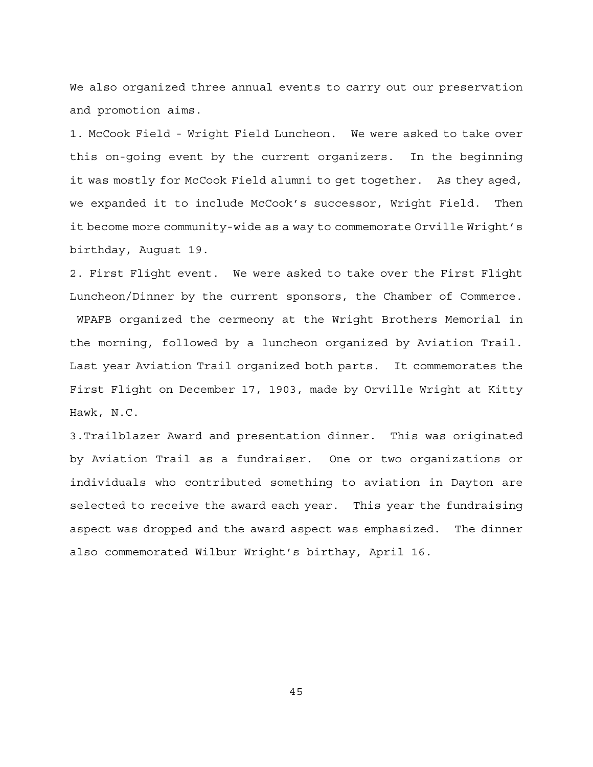We also organized three annual events to carry out our preservation and promotion aims.

1. McCook Field - Wright Field Luncheon. We were asked to take over this on-going event by the current organizers. In the beginning it was mostly for McCook Field alumni to get together. As they aged, we expanded it to include McCook's successor, Wright Field. Then it become more community-wide as a way to commemorate Orville Wright's birthday, August 19.

2. First Flight event. We were asked to take over the First Flight Luncheon/Dinner by the current sponsors, the Chamber of Commerce. WPAFB organized the cermeony at the Wright Brothers Memorial in the morning, followed by a luncheon organized by Aviation Trail. Last year Aviation Trail organized both parts. It commemorates the First Flight on December 17, 1903, made by Orville Wright at Kitty Hawk, N.C.

3. Trailblazer Award and presentation dinner. This was originated by Aviation Trail as a fundraiser. One or two organizations or individuals who contributed something to aviation in Dayton are selected to receive the award each year. This year the fundraising aspect was dropped and the award aspect was emphasized. The dinner also commemorated Wilbur Wright's birthay, April 16.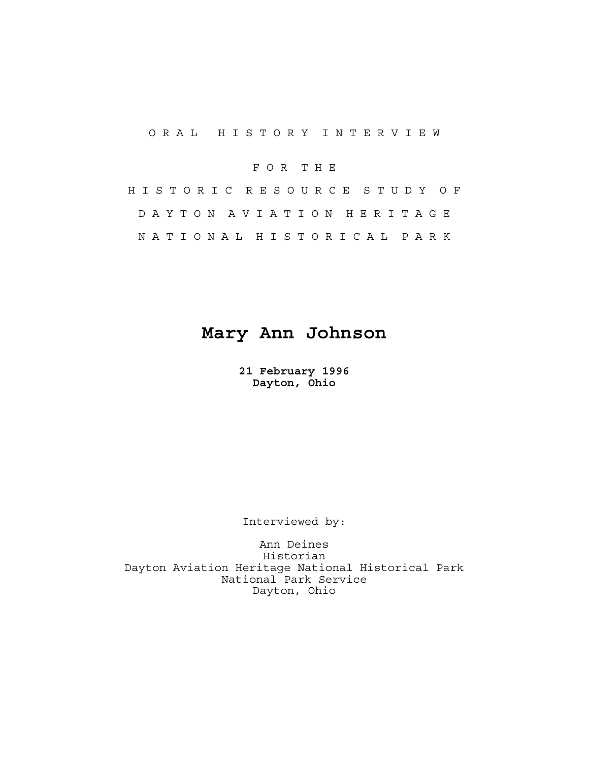# ORAL HISTORY INTERVIEW

## FOR THE

## HISTORIC RESOURCE STUDY OF

## DAYTON AVIATION HERITAGE

## NATIONAL HISTORICAL PARK

# Mary Ann Johnson

**21 February 1996**
**Dayton, Ohio**

Interviewed by:

Ann Deines
Historian
Dayton Aviation Heritage National Historical Park
National Park Service
Dayton, Ohio